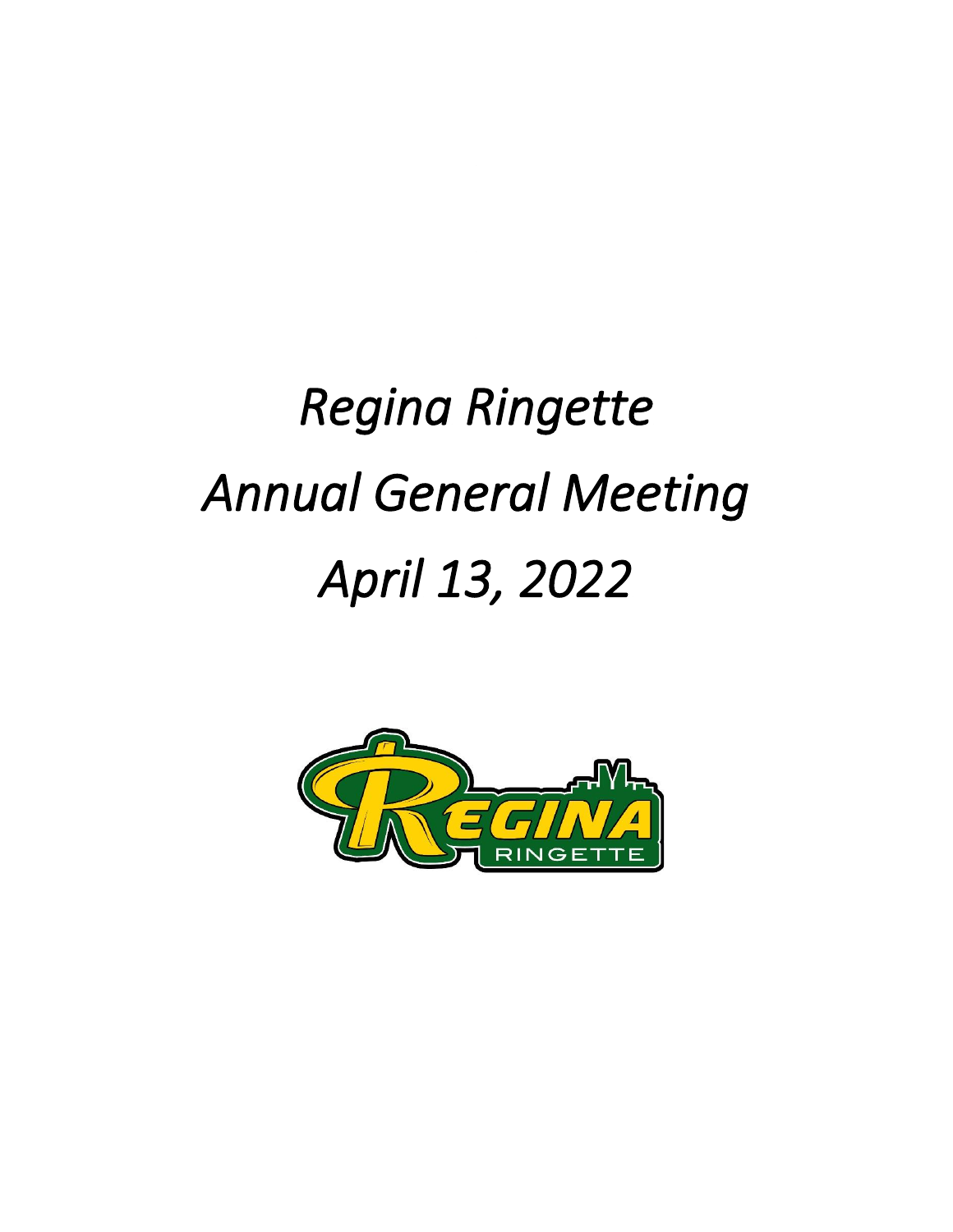# *Regina Ringette*

# *Annual General Meeting*

# *April 13, 2022*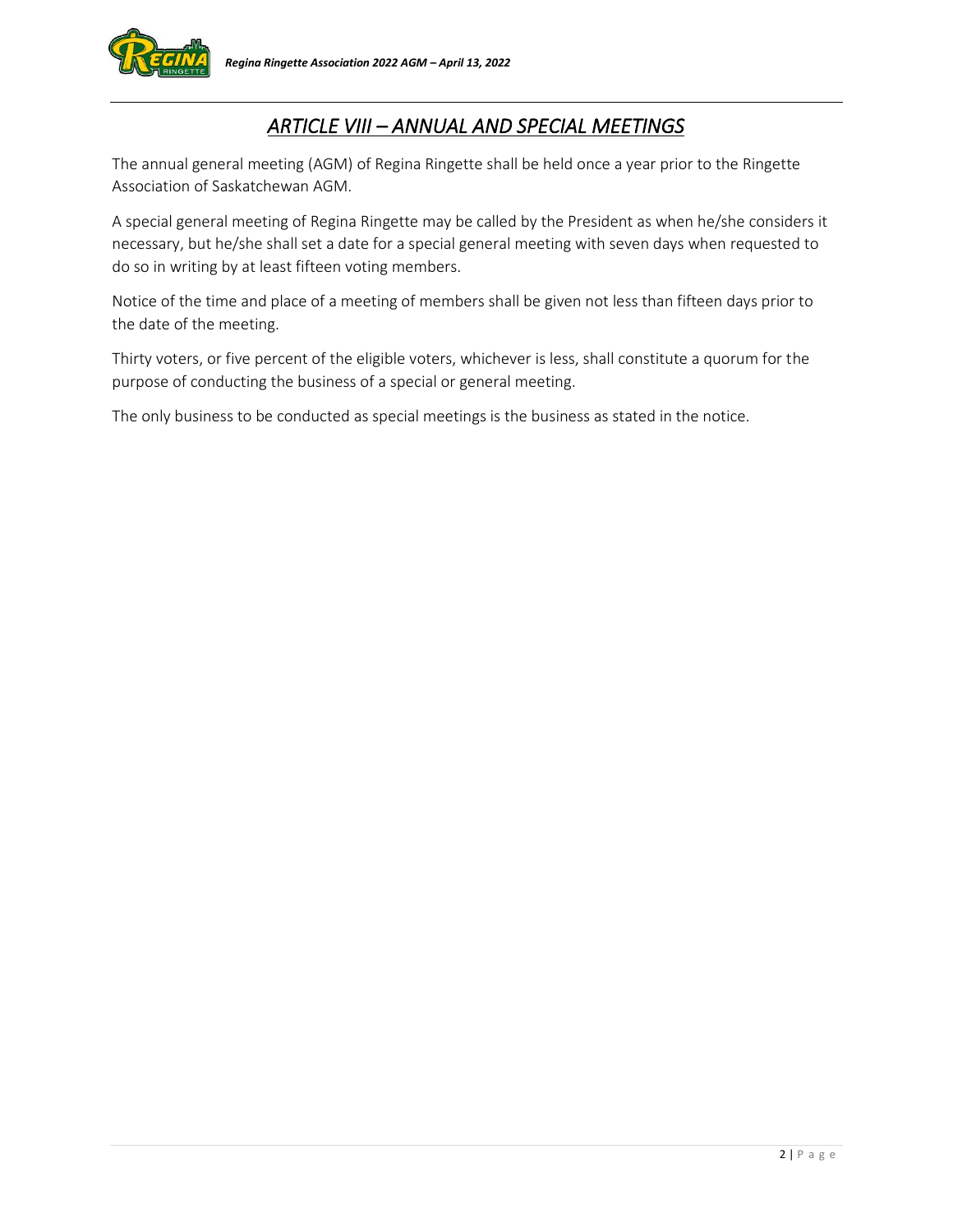## *ARTICLE VIII – ANNUAL AND SPECIAL MEETINGS*

The annual general meeting (AGM) of Regina Ringette shall be held once a year prior to the Ringette Association of Saskatchewan AGM.

A special general meeting of Regina Ringette may be called by the President as when he/she considers it necessary, but he/she shall set a date for a special general meeting with seven days when requested to do so in writing by at least fifteen voting members.

Notice of the time and place of a meeting of members shall be given not less than fifteen days prior to the date of the meeting.

Thirty voters, or five percent of the eligible voters, whichever is less, shall constitute a quorum for the purpose of conducting the business of a special or general meeting.

The only business to be conducted as special meetings is the business as stated in the notice.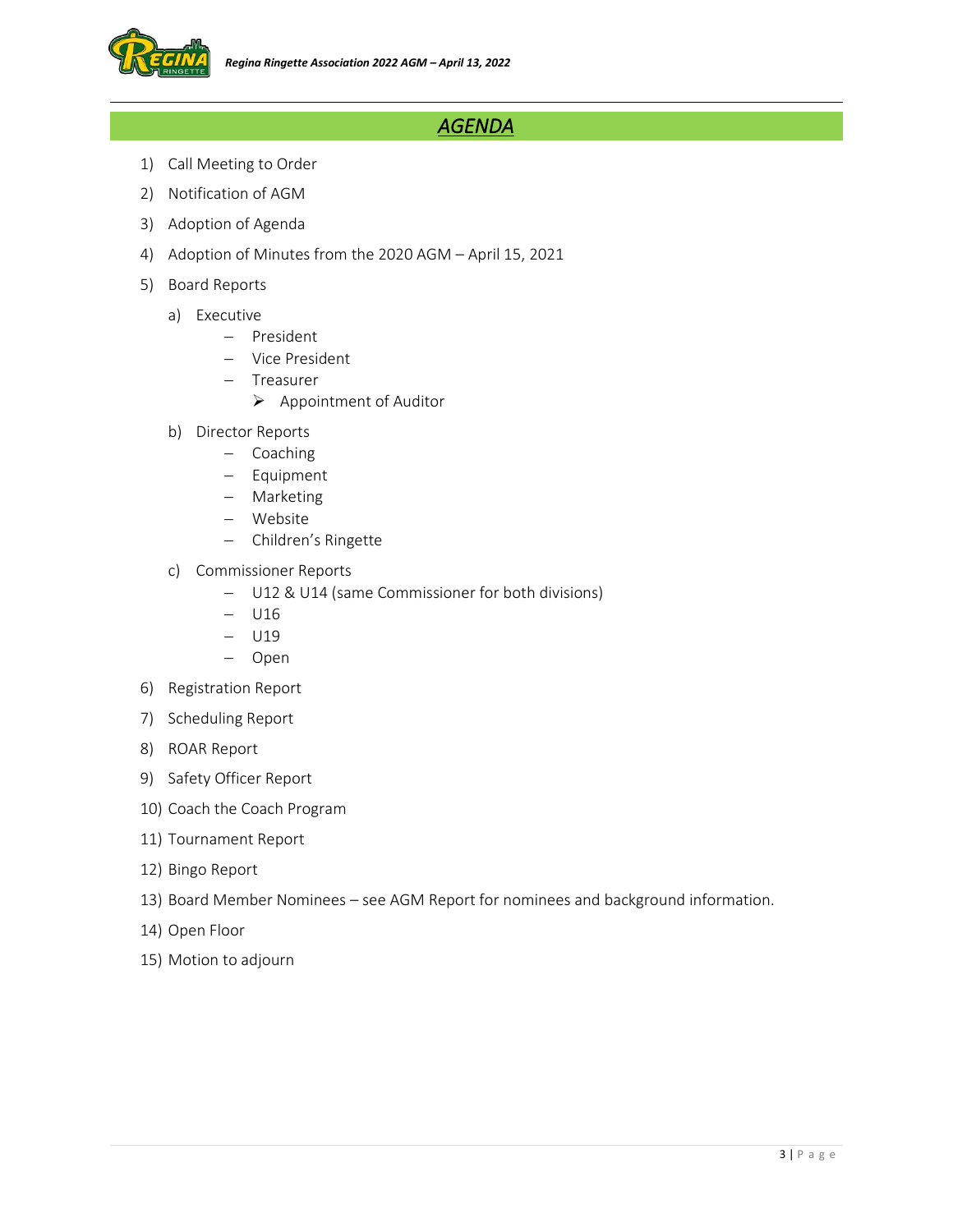## *AGENDA*

1) Call Meeting to Order
2) Notification of AGM
3) Adoption of Agenda
4) Adoption of Minutes from the 2020 AGM – April 15, 2021
5) Board Reports
   a) Executive
      - President
      - Vice President
      - Treasurer
        - Appointment of Auditor
   b) Director Reports
      - Coaching
      - Equipment
      - Marketing
      - Website
      - Children's Ringette
   c) Commissioner Reports
      - U12 & U14 (same Commissioner for both divisions)
      - U16
      - U19
      - Open
6) Registration Report
7) Scheduling Report
8) ROAR Report
9) Safety Officer Report
10) Coach the Coach Program
11) Tournament Report
12) Bingo Report
13) Board Member Nominees – see AGM Report for nominees and background information.
14) Open Floor
15) Motion to adjourn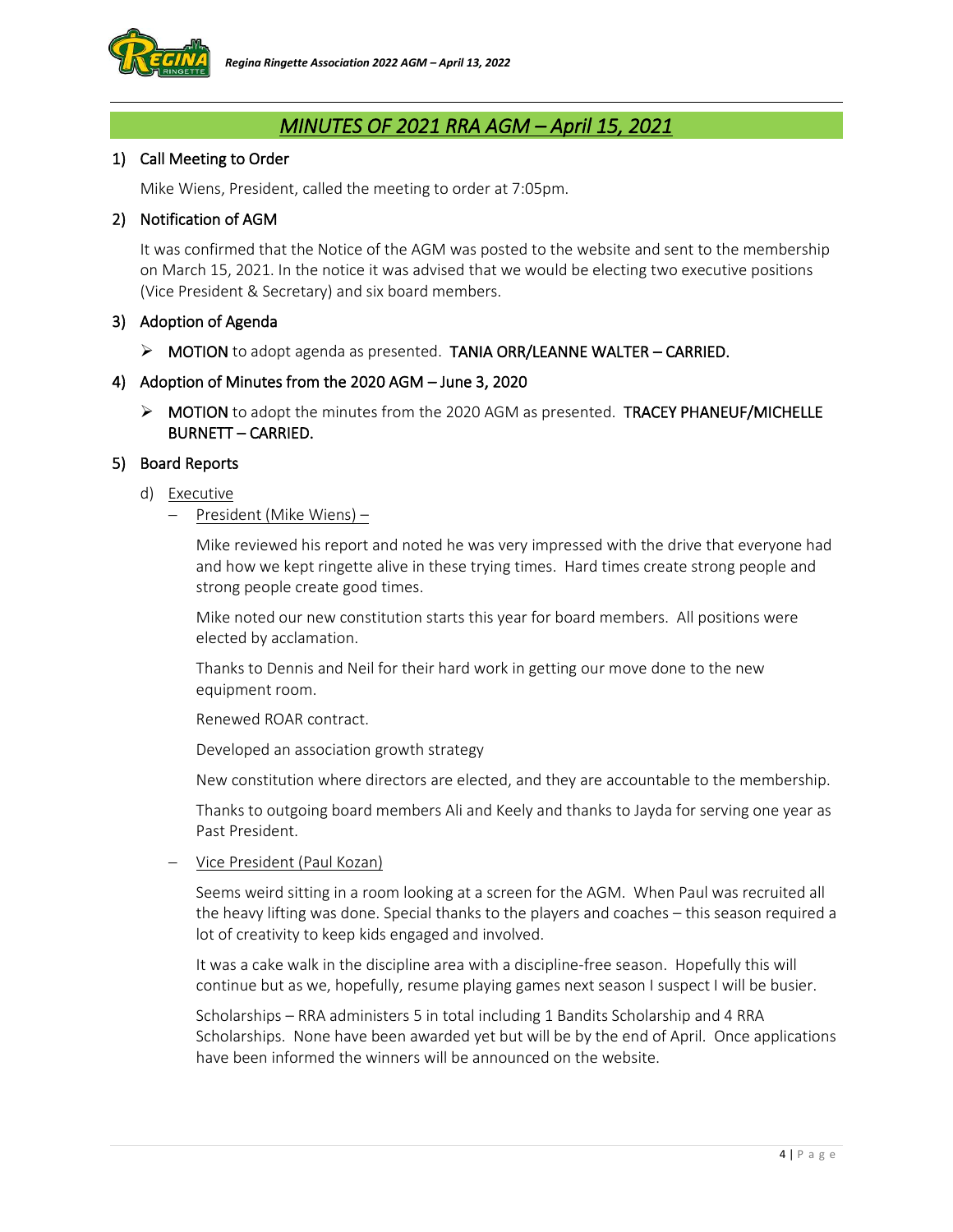# *MINUTES OF 2021 RRA AGM – April 15, 2021*

## 1) Call Meeting to Order

Mike Wiens, President, called the meeting to order at 7:05pm.

## 2) Notification of AGM

It was confirmed that the Notice of the AGM was posted to the website and sent to the membership on March 15, 2021. In the notice it was advised that we would be electing two executive positions (Vice President & Secretary) and six board members.

## 3) Adoption of Agenda

- **MOTION** to adopt agenda as presented. **TANIA ORR/LEANNE WALTER – CARRIED.**

## 4) Adoption of Minutes from the 2020 AGM – June 3, 2020

- **MOTION** to adopt the minutes from the 2020 AGM as presented. **TRACEY PHANEUF/MICHELLE BURNETT – CARRIED.**

## 5) Board Reports

d) Executive

- President (Mike Wiens) –

  Mike reviewed his report and noted he was very impressed with the drive that everyone had and how we kept ringette alive in these trying times. Hard times create strong people and strong people create good times.

  Mike noted our new constitution starts this year for board members. All positions were elected by acclamation.

  Thanks to Dennis and Neil for their hard work in getting our move done to the new equipment room.

  Renewed ROAR contract.

  Developed an association growth strategy

  New constitution where directors are elected, and they are accountable to the membership.

  Thanks to outgoing board members Ali and Keely and thanks to Jayda for serving one year as Past President.

- Vice President (Paul Kozan)

  Seems weird sitting in a room looking at a screen for the AGM. When Paul was recruited all the heavy lifting was done. Special thanks to the players and coaches – this season required a lot of creativity to keep kids engaged and involved.

  It was a cake walk in the discipline area with a discipline-free season. Hopefully this will continue but as we, hopefully, resume playing games next season I suspect I will be busier.

  Scholarships – RRA administers 5 in total including 1 Bandits Scholarship and 4 RRA Scholarships. None have been awarded yet but will be by the end of April. Once applications have been informed the winners will be announced on the website.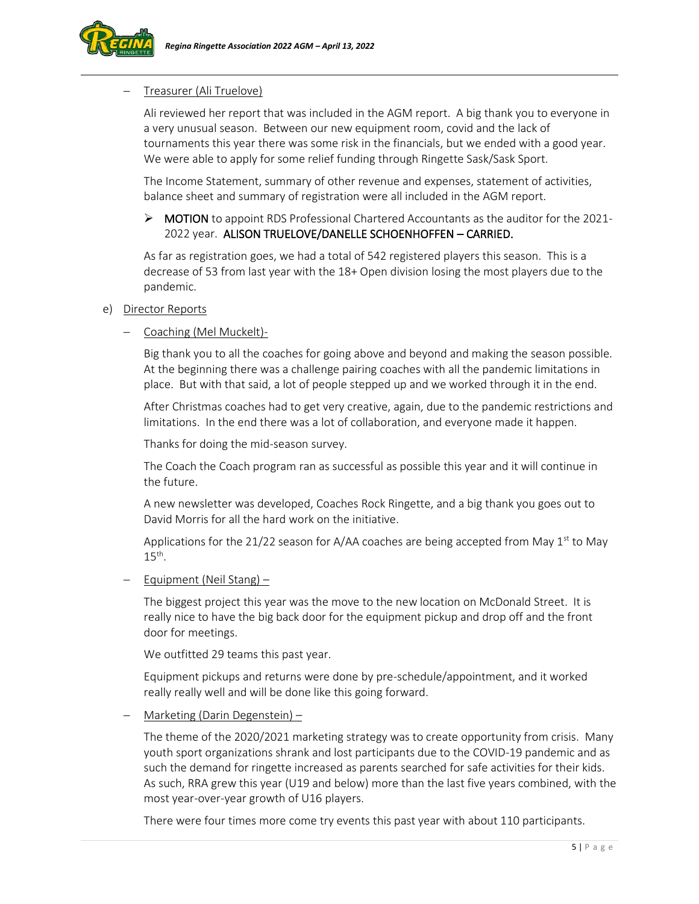- Treasurer (Ali Truelove)

  Ali reviewed her report that was included in the AGM report. A big thank you to everyone in a very unusual season. Between our new equipment room, covid and the lack of tournaments this year there was some risk in the financials, but we ended with a good year. We were able to apply for some relief funding through Ringette Sask/Sask Sport.

  The Income Statement, summary of other revenue and expenses, statement of activities, balance sheet and summary of registration were all included in the AGM report.

  - **MOTION** to appoint RDS Professional Chartered Accountants as the auditor for the 2021-2022 year. **ALISON TRUELOVE/DANELLE SCHOENHOFFEN – CARRIED.**

  As far as registration goes, we had a total of 542 registered players this season. This is a decrease of 53 from last year with the 18+ Open division losing the most players due to the pandemic.

e) Director Reports

- Coaching (Mel Muckelt)-

  Big thank you to all the coaches for going above and beyond and making the season possible. At the beginning there was a challenge pairing coaches with all the pandemic limitations in place. But with that said, a lot of people stepped up and we worked through it in the end.

  After Christmas coaches had to get very creative, again, due to the pandemic restrictions and limitations. In the end there was a lot of collaboration, and everyone made it happen.

  Thanks for doing the mid-season survey.

  The Coach the Coach program ran as successful as possible this year and it will continue in the future.

  A new newsletter was developed, Coaches Rock Ringette, and a big thank you goes out to David Morris for all the hard work on the initiative.

  Applications for the 21/22 season for A/AA coaches are being accepted from May 1st to May 15th.

- Equipment (Neil Stang) –

  The biggest project this year was the move to the new location on McDonald Street. It is really nice to have the big back door for the equipment pickup and drop off and the front door for meetings.

  We outfitted 29 teams this past year.

  Equipment pickups and returns were done by pre-schedule/appointment, and it worked really really well and will be done like this going forward.

- Marketing (Darin Degenstein) –

  The theme of the 2020/2021 marketing strategy was to create opportunity from crisis. Many youth sport organizations shrank and lost participants due to the COVID-19 pandemic and as such the demand for ringette increased as parents searched for safe activities for their kids. As such, RRA grew this year (U19 and below) more than the last five years combined, with the most year-over-year growth of U16 players.

  There were four times more come try events this past year with about 110 participants.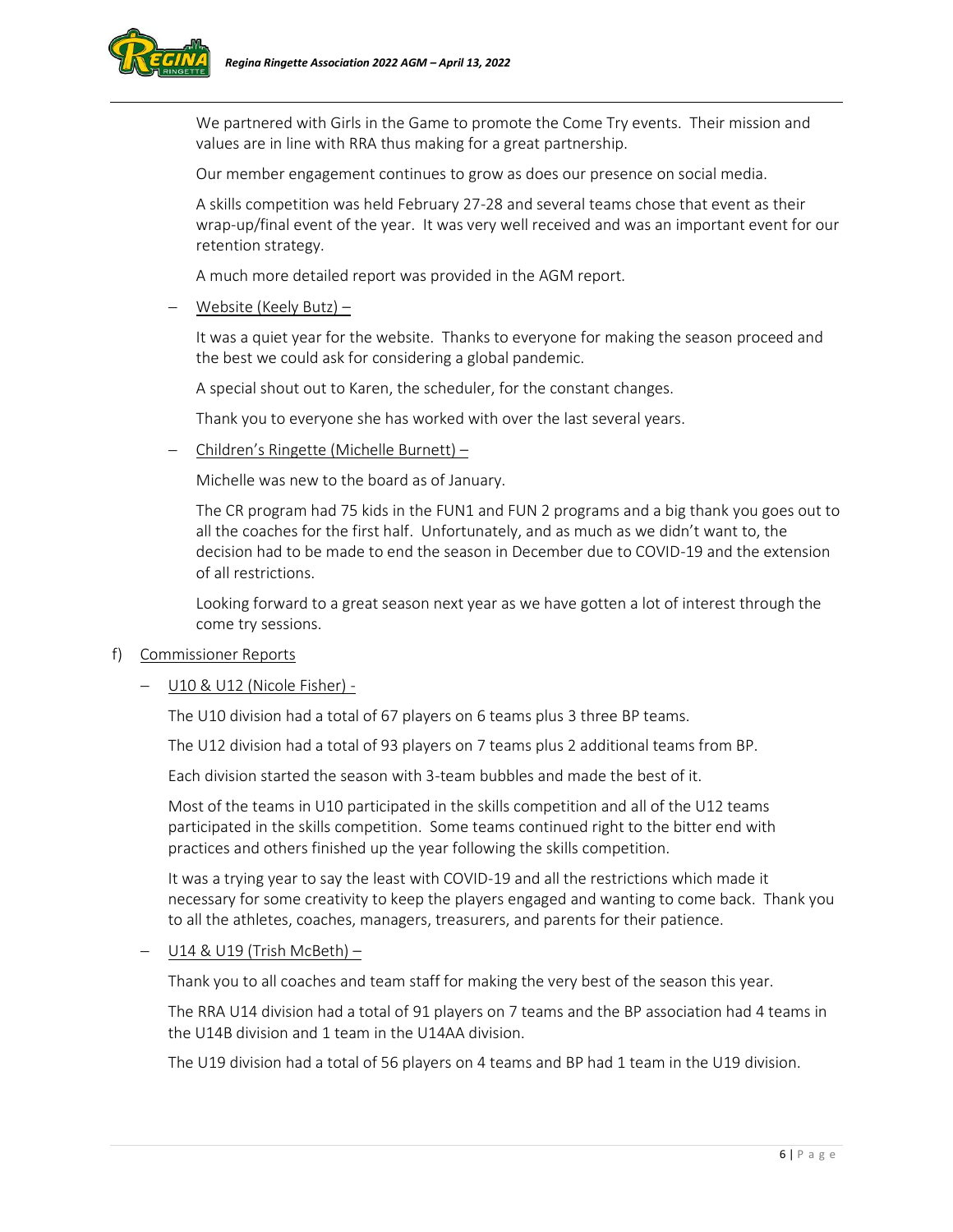We partnered with Girls in the Game to promote the Come Try events. Their mission and values are in line with RRA thus making for a great partnership.

Our member engagement continues to grow as does our presence on social media.

A skills competition was held February 27-28 and several teams chose that event as their wrap-up/final event of the year. It was very well received and was an important event for our retention strategy.

A much more detailed report was provided in the AGM report.

- <u>Website (Keely Butz) –</u>

  It was a quiet year for the website. Thanks to everyone for making the season proceed and the best we could ask for considering a global pandemic.

  A special shout out to Karen, the scheduler, for the constant changes.

  Thank you to everyone she has worked with over the last several years.

- <u>Children's Ringette (Michelle Burnett) –</u>

  Michelle was new to the board as of January.

  The CR program had 75 kids in the FUN1 and FUN 2 programs and a big thank you goes out to all the coaches for the first half. Unfortunately, and as much as we didn't want to, the decision had to be made to end the season in December due to COVID-19 and the extension of all restrictions.

  Looking forward to a great season next year as we have gotten a lot of interest through the come try sessions.

f) <u>Commissioner Reports</u>

- <u>U10 & U12 (Nicole Fisher) -</u>

  The U10 division had a total of 67 players on 6 teams plus 3 three BP teams.

  The U12 division had a total of 93 players on 7 teams plus 2 additional teams from BP.

  Each division started the season with 3-team bubbles and made the best of it.

  Most of the teams in U10 participated in the skills competition and all of the U12 teams participated in the skills competition. Some teams continued right to the bitter end with practices and others finished up the year following the skills competition.

  It was a trying year to say the least with COVID-19 and all the restrictions which made it necessary for some creativity to keep the players engaged and wanting to come back. Thank you to all the athletes, coaches, managers, treasurers, and parents for their patience.

- <u>U14 & U19 (Trish McBeth) –</u>

  Thank you to all coaches and team staff for making the very best of the season this year.

  The RRA U14 division had a total of 91 players on 7 teams and the BP association had 4 teams in the U14B division and 1 team in the U14AA division.

  The U19 division had a total of 56 players on 4 teams and BP had 1 team in the U19 division.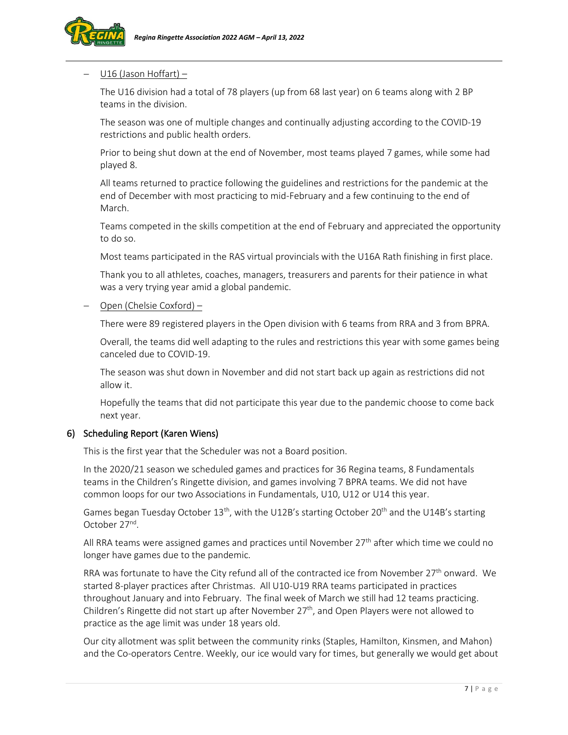- U16 (Jason Hoffart) –

  The U16 division had a total of 78 players (up from 68 last year) on 6 teams along with 2 BP teams in the division.

  The season was one of multiple changes and continually adjusting according to the COVID-19 restrictions and public health orders.

  Prior to being shut down at the end of November, most teams played 7 games, while some had played 8.

  All teams returned to practice following the guidelines and restrictions for the pandemic at the end of December with most practicing to mid-February and a few continuing to the end of March.

  Teams competed in the skills competition at the end of February and appreciated the opportunity to do so.

  Most teams participated in the RAS virtual provincials with the U16A Rath finishing in first place.

  Thank you to all athletes, coaches, managers, treasurers and parents for their patience in what was a very trying year amid a global pandemic.

- Open (Chelsie Coxford) –

  There were 89 registered players in the Open division with 6 teams from RRA and 3 from BPRA.

  Overall, the teams did well adapting to the rules and restrictions this year with some games being canceled due to COVID-19.

  The season was shut down in November and did not start back up again as restrictions did not allow it.

  Hopefully the teams that did not participate this year due to the pandemic choose to come back next year.

## 6) Scheduling Report (Karen Wiens)

This is the first year that the Scheduler was not a Board position.

In the 2020/21 season we scheduled games and practices for 36 Regina teams, 8 Fundamentals teams in the Children's Ringette division, and games involving 7 BPRA teams. We did not have common loops for our two Associations in Fundamentals, U10, U12 or U14 this year.

Games began Tuesday October 13th, with the U12B's starting October 20th and the U14B's starting October 27nd.

All RRA teams were assigned games and practices until November 27th after which time we could no longer have games due to the pandemic.

RRA was fortunate to have the City refund all of the contracted ice from November 27th onward. We started 8-player practices after Christmas. All U10-U19 RRA teams participated in practices throughout January and into February. The final week of March we still had 12 teams practicing. Children's Ringette did not start up after November 27th, and Open Players were not allowed to practice as the age limit was under 18 years old.

Our city allotment was split between the community rinks (Staples, Hamilton, Kinsmen, and Mahon) and the Co-operators Centre. Weekly, our ice would vary for times, but generally we would get about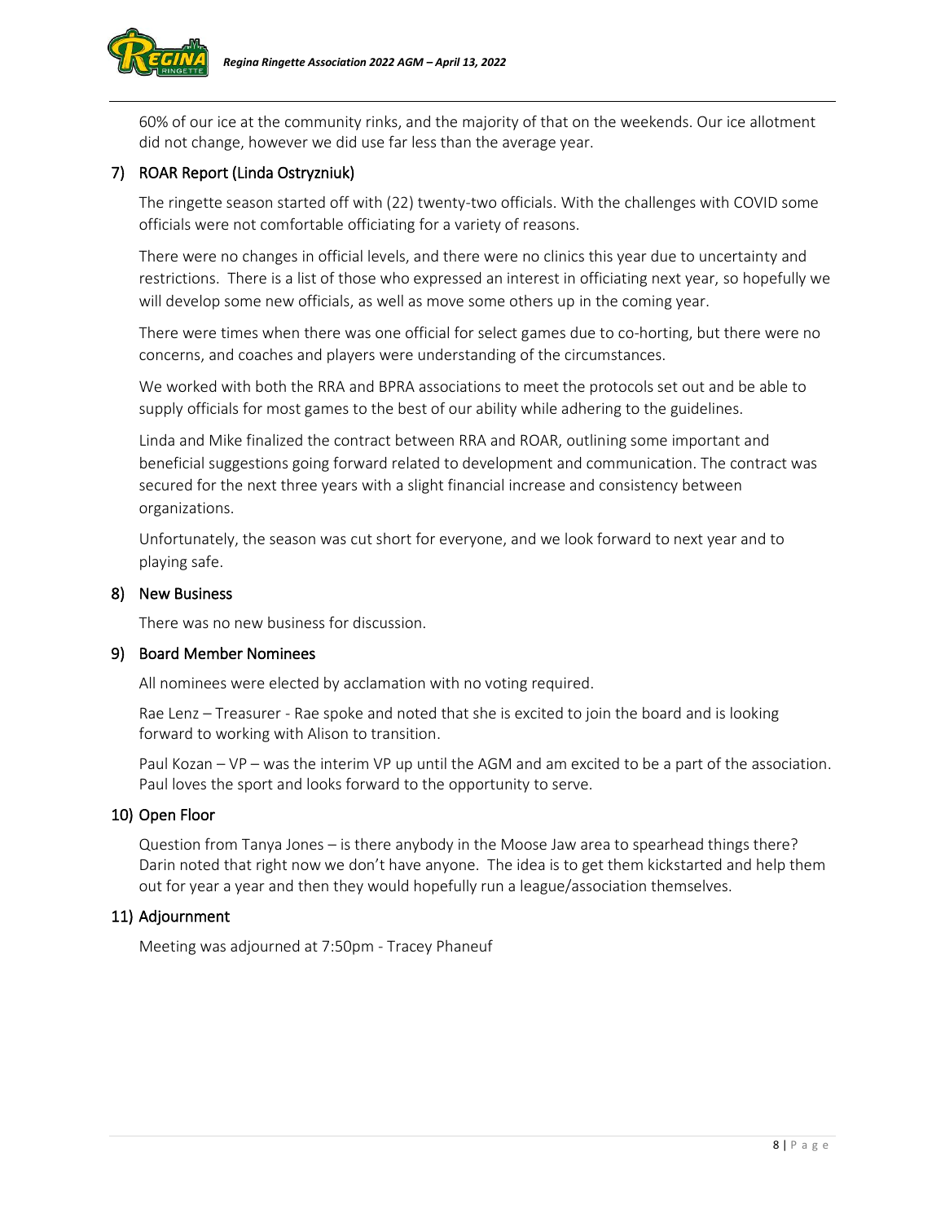60% of our ice at the community rinks, and the majority of that on the weekends. Our ice allotment did not change, however we did use far less than the average year.

## 7) ROAR Report (Linda Ostryzniuk)

The ringette season started off with (22) twenty-two officials. With the challenges with COVID some officials were not comfortable officiating for a variety of reasons.

There were no changes in official levels, and there were no clinics this year due to uncertainty and restrictions. There is a list of those who expressed an interest in officiating next year, so hopefully we will develop some new officials, as well as move some others up in the coming year.

There were times when there was one official for select games due to co-horting, but there were no concerns, and coaches and players were understanding of the circumstances.

We worked with both the RRA and BPRA associations to meet the protocols set out and be able to supply officials for most games to the best of our ability while adhering to the guidelines.

Linda and Mike finalized the contract between RRA and ROAR, outlining some important and beneficial suggestions going forward related to development and communication. The contract was secured for the next three years with a slight financial increase and consistency between organizations.

Unfortunately, the season was cut short for everyone, and we look forward to next year and to playing safe.

## 8) New Business

There was no new business for discussion.

## 9) Board Member Nominees

All nominees were elected by acclamation with no voting required.

Rae Lenz – Treasurer - Rae spoke and noted that she is excited to join the board and is looking forward to working with Alison to transition.

Paul Kozan – VP – was the interim VP up until the AGM and am excited to be a part of the association. Paul loves the sport and looks forward to the opportunity to serve.

## 10) Open Floor

Question from Tanya Jones – is there anybody in the Moose Jaw area to spearhead things there? Darin noted that right now we don't have anyone. The idea is to get them kickstarted and help them out for year a year and then they would hopefully run a league/association themselves.

## 11) Adjournment

Meeting was adjourned at 7:50pm - Tracey Phaneuf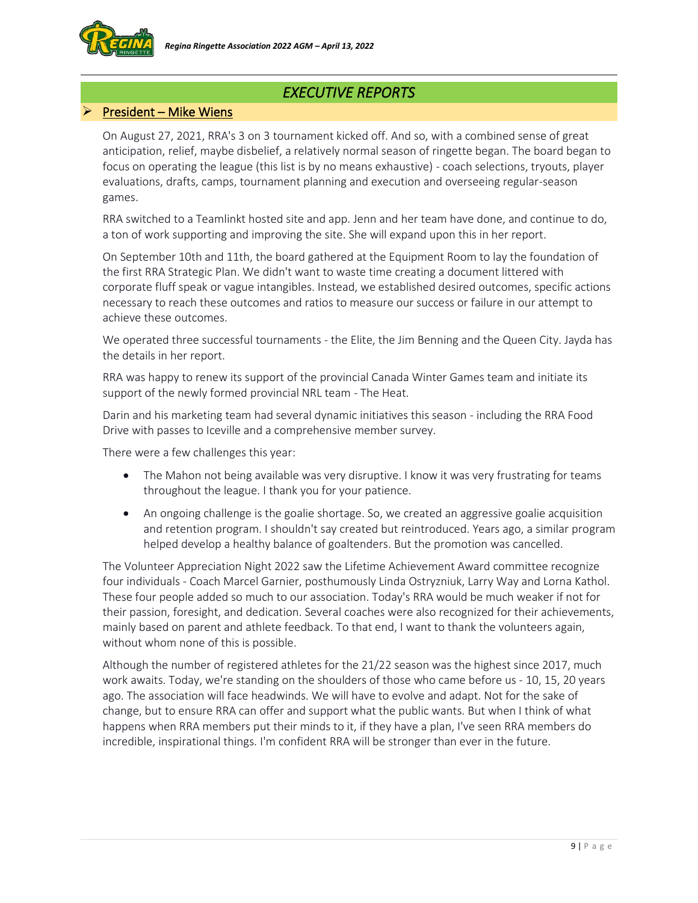## EXECUTIVE REPORTS

### President – Mike Wiens

On August 27, 2021, RRA's 3 on 3 tournament kicked off. And so, with a combined sense of great anticipation, relief, maybe disbelief, a relatively normal season of ringette began. The board began to focus on operating the league (this list is by no means exhaustive) - coach selections, tryouts, player evaluations, drafts, camps, tournament planning and execution and overseeing regular-season games.

RRA switched to a Teamlinkt hosted site and app. Jenn and her team have done, and continue to do, a ton of work supporting and improving the site. She will expand upon this in her report.

On September 10th and 11th, the board gathered at the Equipment Room to lay the foundation of the first RRA Strategic Plan. We didn't want to waste time creating a document littered with corporate fluff speak or vague intangibles. Instead, we established desired outcomes, specific actions necessary to reach these outcomes and ratios to measure our success or failure in our attempt to achieve these outcomes.

We operated three successful tournaments - the Elite, the Jim Benning and the Queen City. Jayda has the details in her report.

RRA was happy to renew its support of the provincial Canada Winter Games team and initiate its support of the newly formed provincial NRL team - The Heat.

Darin and his marketing team had several dynamic initiatives this season - including the RRA Food Drive with passes to Iceville and a comprehensive member survey.

There were a few challenges this year:

- The Mahon not being available was very disruptive. I know it was very frustrating for teams throughout the league. I thank you for your patience.
- An ongoing challenge is the goalie shortage. So, we created an aggressive goalie acquisition and retention program. I shouldn't say created but reintroduced. Years ago, a similar program helped develop a healthy balance of goaltenders. But the promotion was cancelled.

The Volunteer Appreciation Night 2022 saw the Lifetime Achievement Award committee recognize four individuals - Coach Marcel Garnier, posthumously Linda Ostryzniuk, Larry Way and Lorna Kathol. These four people added so much to our association. Today's RRA would be much weaker if not for their passion, foresight, and dedication. Several coaches were also recognized for their achievements, mainly based on parent and athlete feedback. To that end, I want to thank the volunteers again, without whom none of this is possible.

Although the number of registered athletes for the 21/22 season was the highest since 2017, much work awaits. Today, we're standing on the shoulders of those who came before us - 10, 15, 20 years ago. The association will face headwinds. We will have to evolve and adapt. Not for the sake of change, but to ensure RRA can offer and support what the public wants. But when I think of what happens when RRA members put their minds to it, if they have a plan, I've seen RRA members do incredible, inspirational things. I'm confident RRA will be stronger than ever in the future.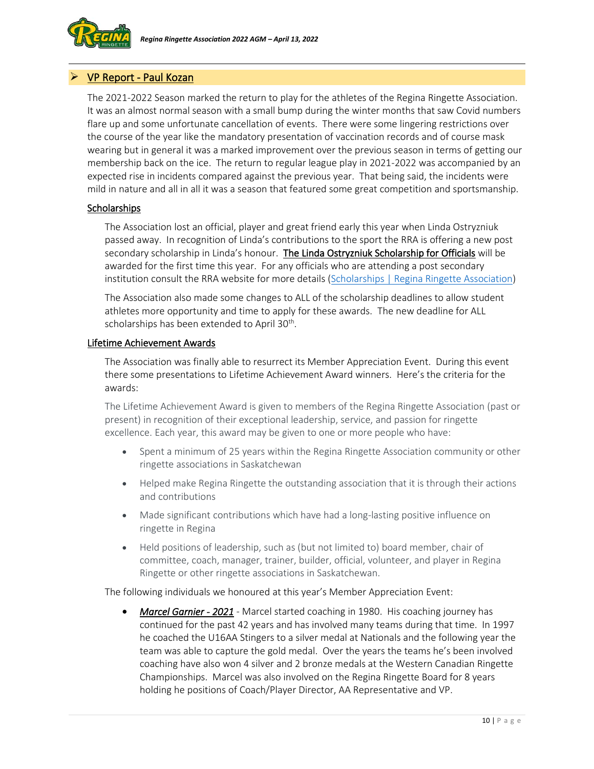## VP Report - Paul Kozan

The 2021-2022 Season marked the return to play for the athletes of the Regina Ringette Association. It was an almost normal season with a small bump during the winter months that saw Covid numbers flare up and some unfortunate cancellation of events. There were some lingering restrictions over the course of the year like the mandatory presentation of vaccination records and of course mask wearing but in general it was a marked improvement over the previous season in terms of getting our membership back on the ice. The return to regular league play in 2021-2022 was accompanied by an expected rise in incidents compared against the previous year. That being said, the incidents were mild in nature and all in all it was a season that featured some great competition and sportsmanship.

### Scholarships

The Association lost an official, player and great friend early this year when Linda Ostryzniuk passed away. In recognition of Linda's contributions to the sport the RRA is offering a new post secondary scholarship in Linda's honour. **The Linda Ostryzniuk Scholarship for Officials** will be awarded for the first time this year. For any officials who are attending a post secondary institution consult the RRA website for more details (Scholarships | Regina Ringette Association)

The Association also made some changes to ALL of the scholarship deadlines to allow student athletes more opportunity and time to apply for these awards. The new deadline for ALL scholarships has been extended to April 30th.

### Lifetime Achievement Awards

The Association was finally able to resurrect its Member Appreciation Event. During this event there some presentations to Lifetime Achievement Award winners. Here's the criteria for the awards:

The Lifetime Achievement Award is given to members of the Regina Ringette Association (past or present) in recognition of their exceptional leadership, service, and passion for ringette excellence. Each year, this award may be given to one or more people who have:

- Spent a minimum of 25 years within the Regina Ringette Association community or other ringette associations in Saskatchewan
- Helped make Regina Ringette the outstanding association that it is through their actions and contributions
- Made significant contributions which have had a long-lasting positive influence on ringette in Regina
- Held positions of leadership, such as (but not limited to) board member, chair of committee, coach, manager, trainer, builder, official, volunteer, and player in Regina Ringette or other ringette associations in Saskatchewan.

The following individuals we honoured at this year's Member Appreciation Event:

- ***Marcel Garnier - 2021*** - Marcel started coaching in 1980. His coaching journey has continued for the past 42 years and has involved many teams during that time. In 1997 he coached the U16AA Stingers to a silver medal at Nationals and the following year the team was able to capture the gold medal. Over the years the teams he's been involved coaching have also won 4 silver and 2 bronze medals at the Western Canadian Ringette Championships. Marcel was also involved on the Regina Ringette Board for 8 years holding he positions of Coach/Player Director, AA Representative and VP.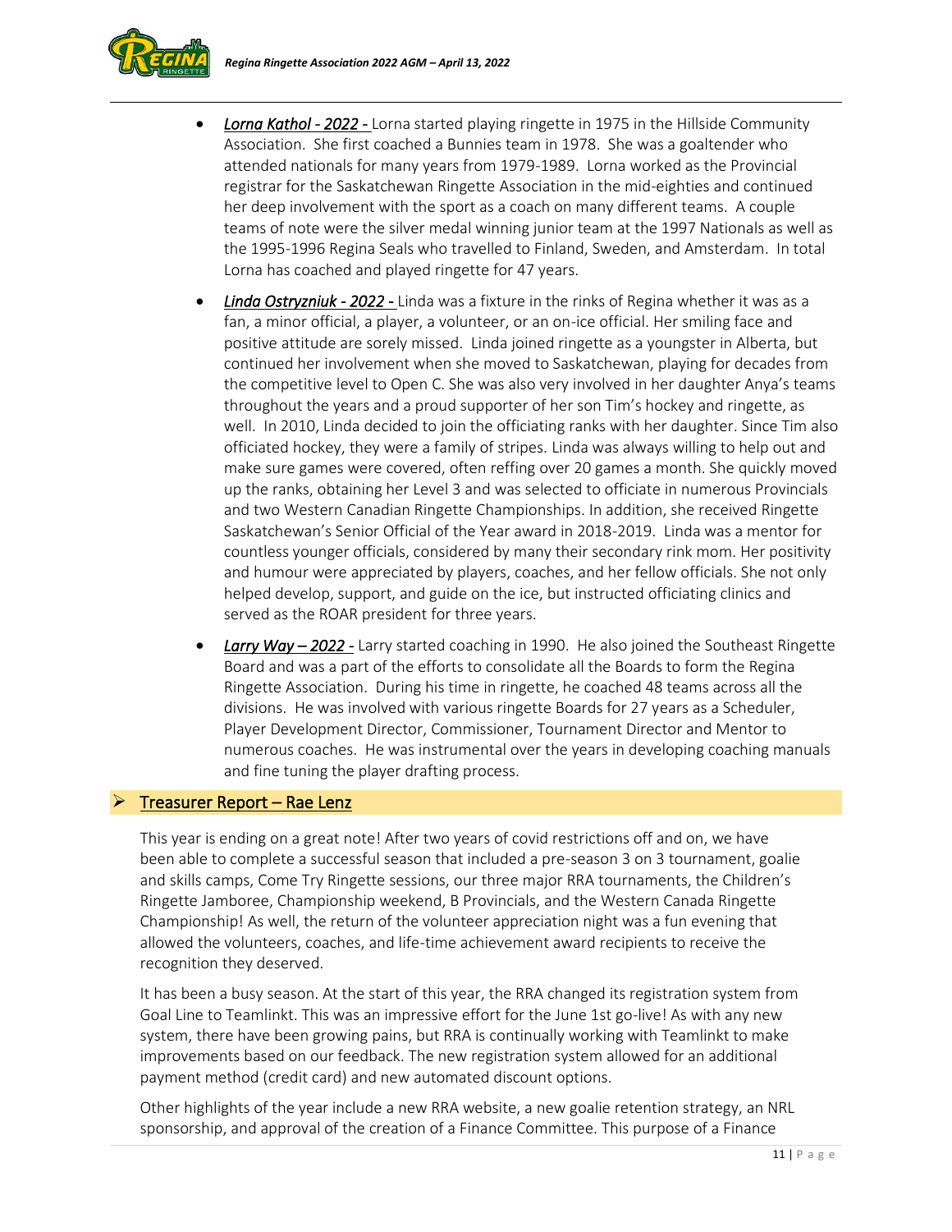- ***Lorna Kathol - 2022 -*** Lorna started playing ringette in 1975 in the Hillside Community Association. She first coached a Bunnies team in 1978. She was a goaltender who attended nationals for many years from 1979-1989. Lorna worked as the Provincial registrar for the Saskatchewan Ringette Association in the mid-eighties and continued her deep involvement with the sport as a coach on many different teams. A couple teams of note were the silver medal winning junior team at the 1997 Nationals as well as the 1995-1996 Regina Seals who travelled to Finland, Sweden, and Amsterdam. In total Lorna has coached and played ringette for 47 years.

- ***Linda Ostryzniuk - 2022 -*** Linda was a fixture in the rinks of Regina whether it was as a fan, a minor official, a player, a volunteer, or an on-ice official. Her smiling face and positive attitude are sorely missed. Linda joined ringette as a youngster in Alberta, but continued her involvement when she moved to Saskatchewan, playing for decades from the competitive level to Open C. She was also very involved in her daughter Anya's teams throughout the years and a proud supporter of her son Tim's hockey and ringette, as well. In 2010, Linda decided to join the officiating ranks with her daughter. Since Tim also officiated hockey, they were a family of stripes. Linda was always willing to help out and make sure games were covered, often reffing over 20 games a month. She quickly moved up the ranks, obtaining her Level 3 and was selected to officiate in numerous Provincials and two Western Canadian Ringette Championships. In addition, she received Ringette Saskatchewan's Senior Official of the Year award in 2018-2019. Linda was a mentor for countless younger officials, considered by many their secondary rink mom. Her positivity and humour were appreciated by players, coaches, and her fellow officials. She not only helped develop, support, and guide on the ice, but instructed officiating clinics and served as the ROAR president for three years.

- ***Larry Way – 2022 -*** Larry started coaching in 1990. He also joined the Southeast Ringette Board and was a part of the efforts to consolidate all the Boards to form the Regina Ringette Association. During his time in ringette, he coached 48 teams across all the divisions. He was involved with various ringette Boards for 27 years as a Scheduler, Player Development Director, Commissioner, Tournament Director and Mentor to numerous coaches. He was instrumental over the years in developing coaching manuals and fine tuning the player drafting process.

## Treasurer Report – Rae Lenz

This year is ending on a great note! After two years of covid restrictions off and on, we have been able to complete a successful season that included a pre-season 3 on 3 tournament, goalie and skills camps, Come Try Ringette sessions, our three major RRA tournaments, the Children's Ringette Jamboree, Championship weekend, B Provincials, and the Western Canada Ringette Championship! As well, the return of the volunteer appreciation night was a fun evening that allowed the volunteers, coaches, and life-time achievement award recipients to receive the recognition they deserved.

It has been a busy season. At the start of this year, the RRA changed its registration system from Goal Line to Teamlinkt. This was an impressive effort for the June 1st go-live! As with any new system, there have been growing pains, but RRA is continually working with Teamlinkt to make improvements based on our feedback. The new registration system allowed for an additional payment method (credit card) and new automated discount options.

Other highlights of the year include a new RRA website, a new goalie retention strategy, an NRL sponsorship, and approval of the creation of a Finance Committee. This purpose of a Finance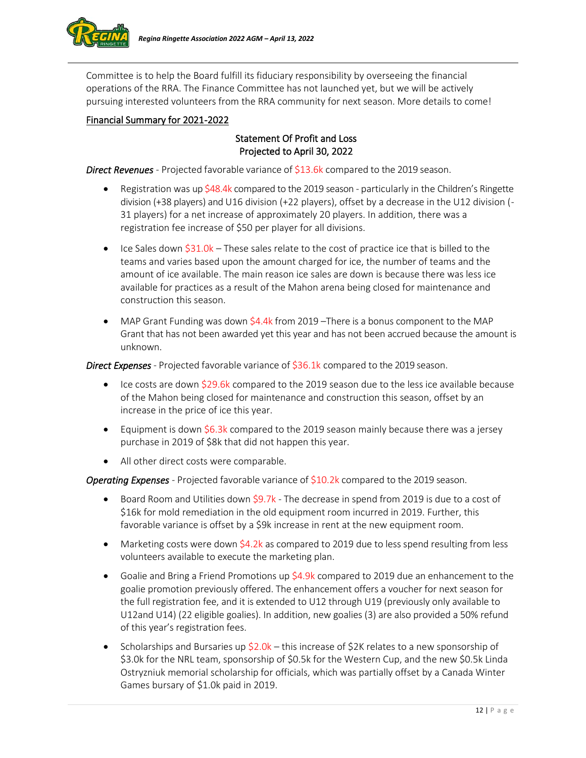Committee is to help the Board fulfill its fiduciary responsibility by overseeing the financial operations of the RRA. The Finance Committee has not launched yet, but we will be actively pursuing interested volunteers from the RRA community for next season. More details to come!

<u>Financial Summary for 2021-2022</u>

**Statement Of Profit and Loss**
**Projected to April 30, 2022**

***Direct Revenues*** - Projected favorable variance of $13.6k compared to the 2019 season.

- Registration was up $48.4k compared to the 2019 season - particularly in the Children's Ringette division (+38 players) and U16 division (+22 players), offset by a decrease in the U12 division (-31 players) for a net increase of approximately 20 players. In addition, there was a registration fee increase of $50 per player for all divisions.
- Ice Sales down $31.0k – These sales relate to the cost of practice ice that is billed to the teams and varies based upon the amount charged for ice, the number of teams and the amount of ice available. The main reason ice sales are down is because there was less ice available for practices as a result of the Mahon arena being closed for maintenance and construction this season.
- MAP Grant Funding was down $4.4k from 2019 –There is a bonus component to the MAP Grant that has not been awarded yet this year and has not been accrued because the amount is unknown.

***Direct Expenses*** - Projected favorable variance of $36.1k compared to the 2019 season.

- Ice costs are down $29.6k compared to the 2019 season due to the less ice available because of the Mahon being closed for maintenance and construction this season, offset by an increase in the price of ice this year.
- Equipment is down $6.3k compared to the 2019 season mainly because there was a jersey purchase in 2019 of $8k that did not happen this year.
- All other direct costs were comparable.

***Operating Expenses*** - Projected favorable variance of $10.2k compared to the 2019 season.

- Board Room and Utilities down $9.7k - The decrease in spend from 2019 is due to a cost of $16k for mold remediation in the old equipment room incurred in 2019. Further, this favorable variance is offset by a $9k increase in rent at the new equipment room.
- Marketing costs were down $4.2k as compared to 2019 due to less spend resulting from less volunteers available to execute the marketing plan.
- Goalie and Bring a Friend Promotions up $4.9k compared to 2019 due an enhancement to the goalie promotion previously offered. The enhancement offers a voucher for next season for the full registration fee, and it is extended to U12 through U19 (previously only available to U12and U14) (22 eligible goalies). In addition, new goalies (3) are also provided a 50% refund of this year's registration fees.
- Scholarships and Bursaries up $2.0k – this increase of $2K relates to a new sponsorship of $3.0k for the NRL team, sponsorship of $0.5k for the Western Cup, and the new $0.5k Linda Ostryzniuk memorial scholarship for officials, which was partially offset by a Canada Winter Games bursary of $1.0k paid in 2019.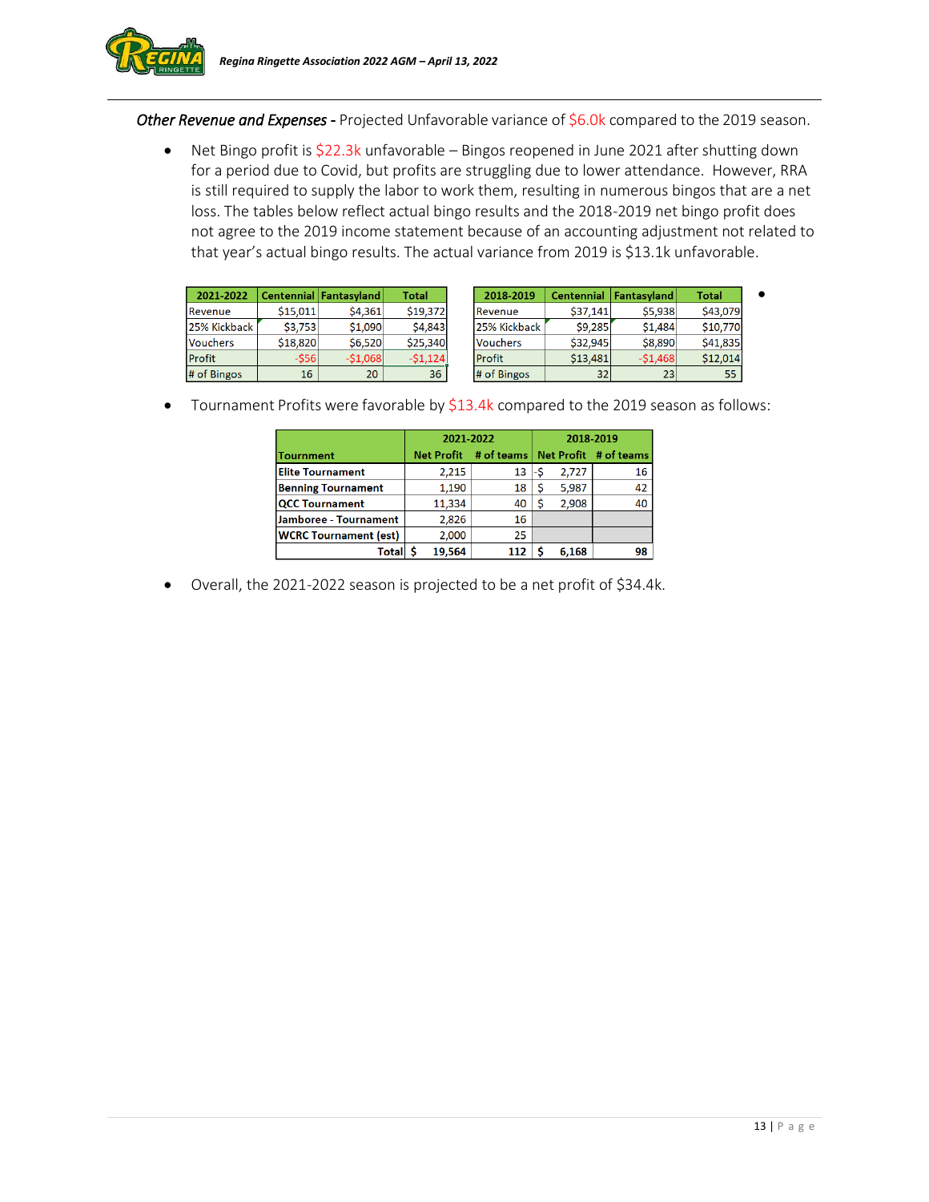*Other Revenue and Expenses -* Projected Unfavorable variance of $6.0k compared to the 2019 season.

- Net Bingo profit is $22.3k unfavorable – Bingos reopened in June 2021 after shutting down for a period due to Covid, but profits are struggling due to lower attendance. However, RRA is still required to supply the labor to work them, resulting in numerous bingos that are a net loss. The tables below reflect actual bingo results and the 2018-2019 net bingo profit does not agree to the 2019 income statement because of an accounting adjustment not related to that year's actual bingo results. The actual variance from 2019 is $13.1k unfavorable.

| 2021-2022 | Centennial | Fantasyland | Total |
|---|---|---|---|
| Revenue | $15,011 | $4,361 | $19,372 |
| 25% Kickback | $3,753 | $1,090 | $4,843 |
| Vouchers | $18,820 | $6,520 | $25,340 |
| Profit | -$56 | -$1,068 | -$1,124 |
| # of Bingos | 16 | 20 | 36 |

| 2018-2019 | Centennial | Fantasyland | Total |
|---|---|---|---|
| Revenue | $37,141 | $5,938 | $43,079 |
| 25% Kickback | $9,285 | $1,484 | $10,770 |
| Vouchers | $32,945 | $8,890 | $41,835 |
| Profit | $13,481 | -$1,468 | $12,014 |
| # of Bingos | 32 | 23 | 55 |

- Tournament Profits were favorable by $13.4k compared to the 2019 season as follows:

| | 2021-2022 | | 2018-2019 | |
|---|---|---|---|---|
| Tournment | Net Profit | # of teams | Net Profit | # of teams |
| Elite Tournament | 2,215 | 13 | -$ 2,727 | 16 |
| Benning Tournament | 1,190 | 18 | $ 5,987 | 42 |
| QCC Tournament | 11,334 | 40 | $ 2,908 | 40 |
| Jamboree - Tournament | 2,826 | 16 | | |
| WCRC Tournament (est) | 2,000 | 25 | | |
| Total | $ 19,564 | 112 | $ 6,168 | 98 |

- Overall, the 2021-2022 season is projected to be a net profit of $34.4k.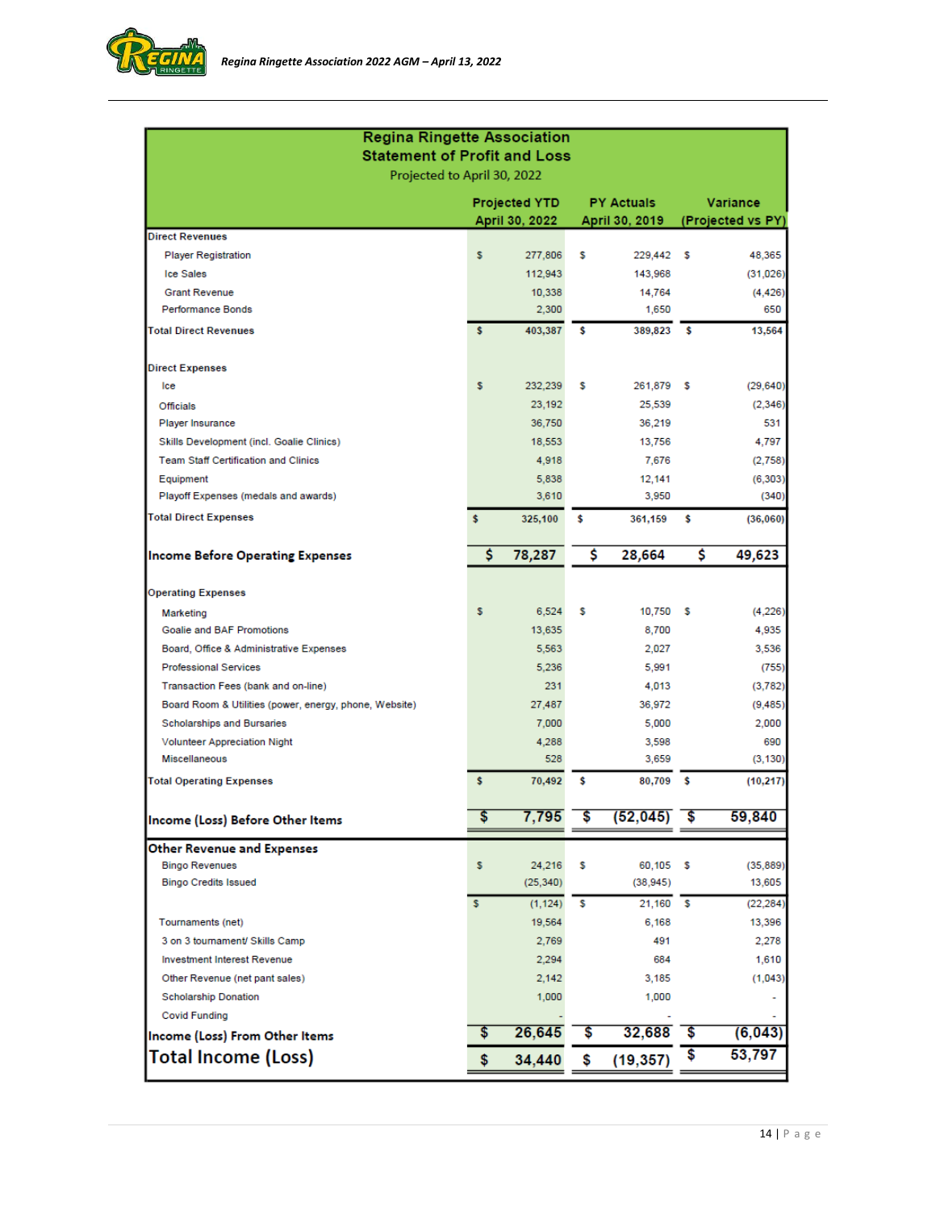**Regina Ringette Association**
**Statement of Profit and Loss**
Projected to April 30, 2022

| | Projected YTD April 30, 2022 | PY Actuals April 30, 2019 | Variance (Projected vs PY) |
|---|---|---|---|
| **Direct Revenues** | | | |
| Player Registration | $ 277,806 | $ 229,442 | $ 48,365 |
| Ice Sales | 112,943 | 143,968 | (31,026) |
| Grant Revenue | 10,338 | 14,764 | (4,426) |
| Performance Bonds | 2,300 | 1,650 | 650 |
| **Total Direct Revenues** | $ 403,387 | $ 389,823 | $ 13,564 |
| **Direct Expenses** | | | |
| Ice | $ 232,239 | $ 261,879 | $ (29,640) |
| Officials | 23,192 | 25,539 | (2,346) |
| Player Insurance | 36,750 | 36,219 | 531 |
| Skills Development (incl. Goalie Clinics) | 18,553 | 13,756 | 4,797 |
| Team Staff Certification and Clinics | 4,918 | 7,676 | (2,758) |
| Equipment | 5,838 | 12,141 | (6,303) |
| Playoff Expenses (medals and awards) | 3,610 | 3,950 | (340) |
| **Total Direct Expenses** | $ 325,100 | $ 361,159 | $ (36,060) |
| **Income Before Operating Expenses** | **$ 78,287** | **$ 28,664** | **$ 49,623** |
| **Operating Expenses** | | | |
| Marketing | $ 6,524 | $ 10,750 | $ (4,226) |
| Goalie and BAF Promotions | 13,635 | 8,700 | 4,935 |
| Board, Office & Administrative Expenses | 5,563 | 2,027 | 3,536 |
| Professional Services | 5,236 | 5,991 | (755) |
| Transaction Fees (bank and on-line) | 231 | 4,013 | (3,782) |
| Board Room & Utilities (power, energy, phone, Website) | 27,487 | 36,972 | (9,485) |
| Scholarships and Bursaries | 7,000 | 5,000 | 2,000 |
| Volunteer Appreciation Night | 4,288 | 3,598 | 690 |
| Miscellaneous | 528 | 3,659 | (3,130) |
| **Total Operating Expenses** | $ 70,492 | $ 80,709 | $ (10,217) |
| **Income (Loss) Before Other Items** | **$ 7,795** | **$ (52,045)** | **$ 59,840** |
| **Other Revenue and Expenses** | | | |
| Bingo Revenues | $ 24,216 | $ 60,105 | $ (35,889) |
| Bingo Credits Issued | (25,340) | (38,945) | 13,605 |
| | $ (1,124) | $ 21,160 | $ (22,284) |
| Tournaments (net) | 19,564 | 6,168 | 13,396 |
| 3 on 3 tournament/ Skills Camp | 2,769 | 491 | 2,278 |
| Investment Interest Revenue | 2,294 | 684 | 1,610 |
| Other Revenue (net pant sales) | 2,142 | 3,185 | (1,043) |
| Scholarship Donation | 1,000 | 1,000 | - |
| Covid Funding | - | - | - |
| **Income (Loss) From Other Items** | **$ 26,645** | **$ 32,688** | **$ (6,043)** |
| **Total Income (Loss)** | **$ 34,440** | **$ (19,357)** | **$ 53,797** |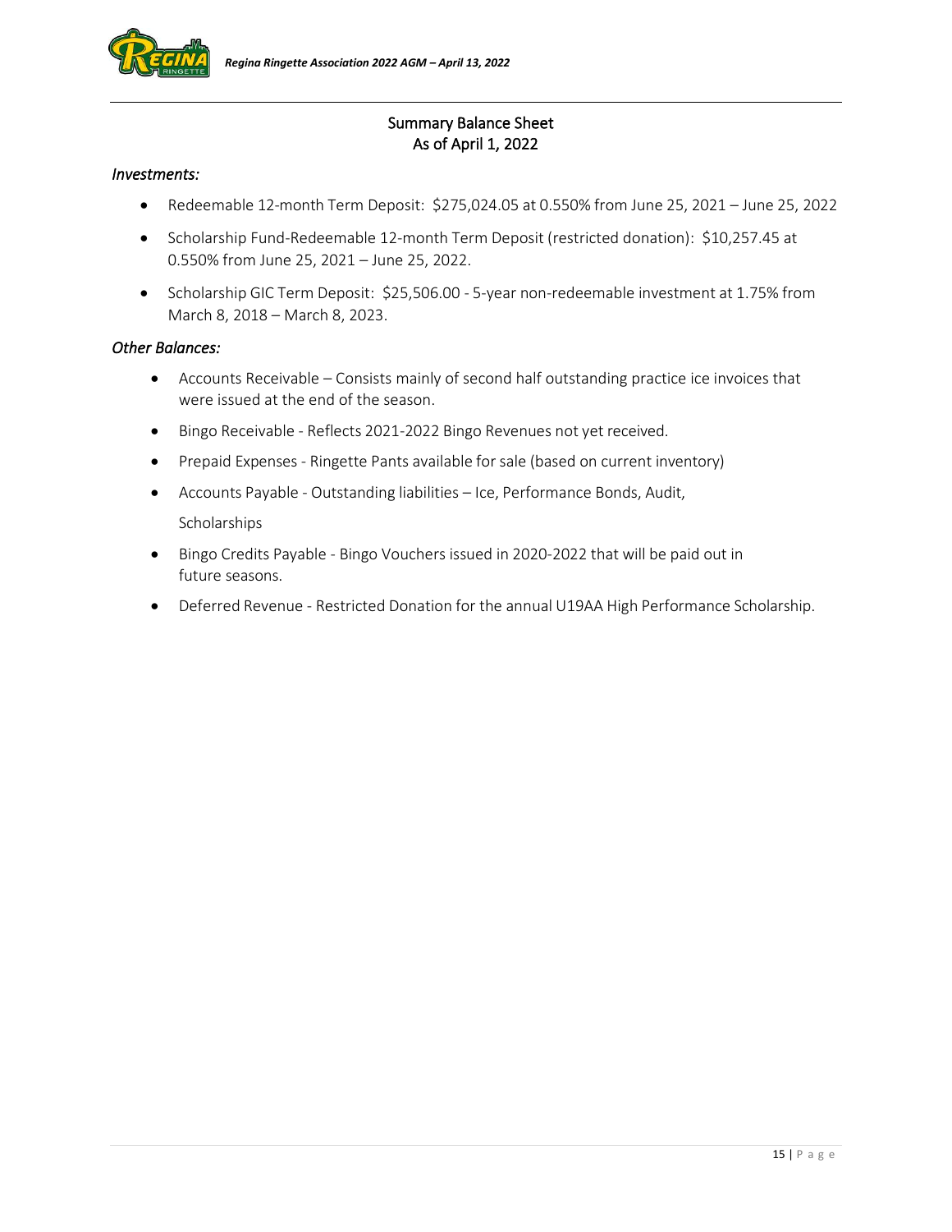## Summary Balance Sheet
## As of April 1, 2022

*Investments:*

- Redeemable 12-month Term Deposit: $275,024.05 at 0.550% from June 25, 2021 – June 25, 2022
- Scholarship Fund-Redeemable 12-month Term Deposit (restricted donation): $10,257.45 at 0.550% from June 25, 2021 – June 25, 2022.
- Scholarship GIC Term Deposit: $25,506.00 - 5-year non-redeemable investment at 1.75% from March 8, 2018 – March 8, 2023.

*Other Balances:*

- Accounts Receivable – Consists mainly of second half outstanding practice ice invoices that were issued at the end of the season.
- Bingo Receivable - Reflects 2021-2022 Bingo Revenues not yet received.
- Prepaid Expenses - Ringette Pants available for sale (based on current inventory)
- Accounts Payable - Outstanding liabilities – Ice, Performance Bonds, Audit, Scholarships
- Bingo Credits Payable - Bingo Vouchers issued in 2020-2022 that will be paid out in future seasons.
- Deferred Revenue - Restricted Donation for the annual U19AA High Performance Scholarship.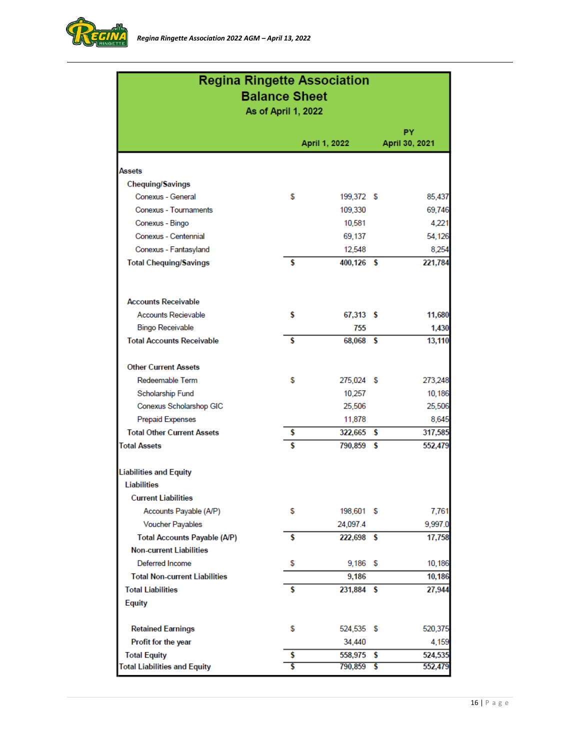# Regina Ringette Association

## Balance Sheet

### As of April 1, 2022

| | April 1, 2022 | PY April 30, 2021 |
|---|---|---|
| **Assets** | | |
| **Chequing/Savings** | | |
| Conexus - General | $ 199,372 | $ 85,437 |
| Conexus - Tournaments | 109,330 | 69,746 |
| Conexus - Bingo | 10,581 | 4,221 |
| Conexus - Centennial | 69,137 | 54,126 |
| Conexus - Fantasyland | 12,548 | 8,254 |
| **Total Chequing/Savings** | **$ 400,126** | **$ 221,784** |
| **Accounts Receivable** | | |
| Accounts Recievable | $ 67,313 | $ 11,680 |
| Bingo Receivable | 755 | 1,430 |
| **Total Accounts Receivable** | **$ 68,068** | **$ 13,110** |
| **Other Current Assets** | | |
| Redeemable Term | $ 275,024 | $ 273,248 |
| Scholarship Fund | 10,257 | 10,186 |
| Conexus Scholarshop GIC | 25,506 | 25,506 |
| Prepaid Expenses | 11,878 | 8,645 |
| **Total Other Current Assets** | **$ 322,665** | **$ 317,585** |
| **Total Assets** | **$ 790,859** | **$ 552,479** |
| **Liabilities and Equity** | | |
| **Liabilities** | | |
| **Current Liabilities** | | |
| Accounts Payable (A/P) | $ 198,601 | $ 7,761 |
| Voucher Payables | 24,097.4 | 9,997.0 |
| **Total Accounts Payable (A/P)** | **$ 222,698** | **$ 17,758** |
| **Non-current Liabilities** | | |
| Deferred Income | $ 9,186 | $ 10,186 |
| **Total Non-current Liabilities** | **9,186** | **10,186** |
| **Total Liabilities** | **$ 231,884** | **$ 27,944** |
| **Equity** | | |
| Retained Earnings | $ 524,535 | $ 520,375 |
| Profit for the year | 34,440 | 4,159 |
| **Total Equity** | **$ 558,975** | **$ 524,535** |
| **Total Liabilities and Equity** | **$ 790,859** | **$ 552,479** |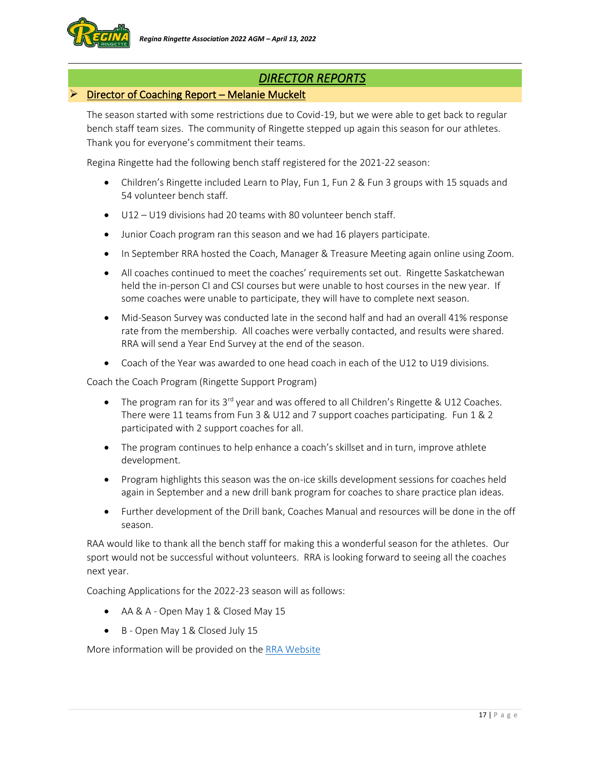# DIRECTOR REPORTS

## Director of Coaching Report – Melanie Muckelt

The season started with some restrictions due to Covid-19, but we were able to get back to regular bench staff team sizes. The community of Ringette stepped up again this season for our athletes. Thank you for everyone's commitment their teams.

Regina Ringette had the following bench staff registered for the 2021-22 season:

- Children's Ringette included Learn to Play, Fun 1, Fun 2 & Fun 3 groups with 15 squads and 54 volunteer bench staff.
- U12 – U19 divisions had 20 teams with 80 volunteer bench staff.
- Junior Coach program ran this season and we had 16 players participate.
- In September RRA hosted the Coach, Manager & Treasure Meeting again online using Zoom.
- All coaches continued to meet the coaches' requirements set out. Ringette Saskatchewan held the in-person CI and CSI courses but were unable to host courses in the new year. If some coaches were unable to participate, they will have to complete next season.
- Mid-Season Survey was conducted late in the second half and had an overall 41% response rate from the membership. All coaches were verbally contacted, and results were shared. RRA will send a Year End Survey at the end of the season.
- Coach of the Year was awarded to one head coach in each of the U12 to U19 divisions.

Coach the Coach Program (Ringette Support Program)

- The program ran for its 3rd year and was offered to all Children's Ringette & U12 Coaches. There were 11 teams from Fun 3 & U12 and 7 support coaches participating. Fun 1 & 2 participated with 2 support coaches for all.
- The program continues to help enhance a coach's skillset and in turn, improve athlete development.
- Program highlights this season was the on-ice skills development sessions for coaches held again in September and a new drill bank program for coaches to share practice plan ideas.
- Further development of the Drill bank, Coaches Manual and resources will be done in the off season.

RAA would like to thank all the bench staff for making this a wonderful season for the athletes. Our sport would not be successful without volunteers. RRA is looking forward to seeing all the coaches next year.

Coaching Applications for the 2022-23 season will as follows:

- AA & A - Open May 1 & Closed May 15
- B - Open May 1 & Closed July 15

More information will be provided on the [RRA Website]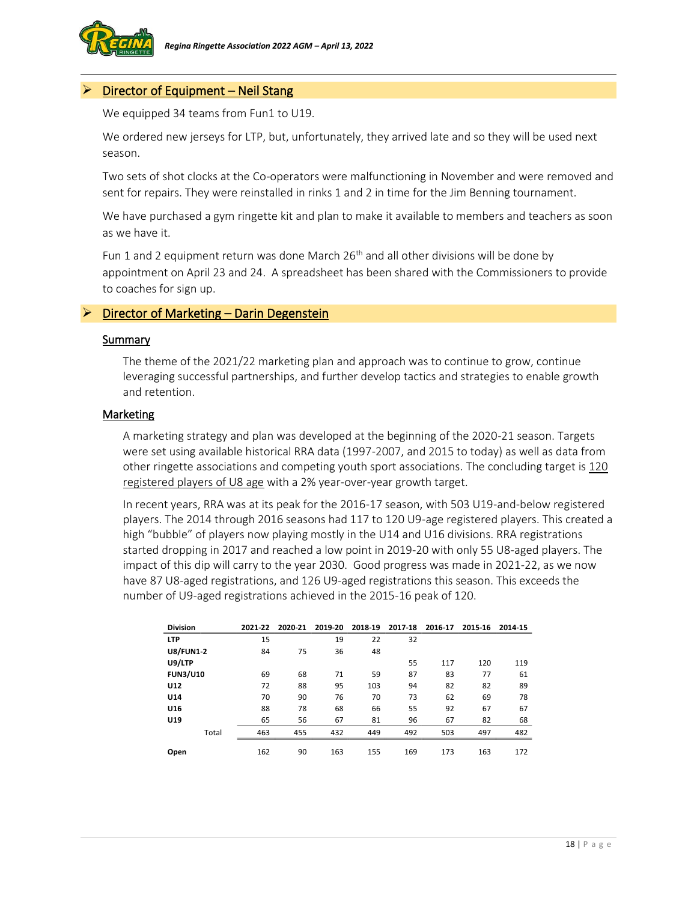## Director of Equipment – Neil Stang

We equipped 34 teams from Fun1 to U19.

We ordered new jerseys for LTP, but, unfortunately, they arrived late and so they will be used next season.

Two sets of shot clocks at the Co-operators were malfunctioning in November and were removed and sent for repairs. They were reinstalled in rinks 1 and 2 in time for the Jim Benning tournament.

We have purchased a gym ringette kit and plan to make it available to members and teachers as soon as we have it.

Fun 1 and 2 equipment return was done March 26th and all other divisions will be done by appointment on April 23 and 24. A spreadsheet has been shared with the Commissioners to provide to coaches for sign up.

## Director of Marketing – Darin Degenstein

### Summary

The theme of the 2021/22 marketing plan and approach was to continue to grow, continue leveraging successful partnerships, and further develop tactics and strategies to enable growth and retention.

### Marketing

A marketing strategy and plan was developed at the beginning of the 2020-21 season. Targets were set using available historical RRA data (1997-2007, and 2015 to today) as well as data from other ringette associations and competing youth sport associations. The concluding target is 120 registered players of U8 age with a 2% year-over-year growth target.

In recent years, RRA was at its peak for the 2016-17 season, with 503 U19-and-below registered players. The 2014 through 2016 seasons had 117 to 120 U9-age registered players. This created a high "bubble" of players now playing mostly in the U14 and U16 divisions. RRA registrations started dropping in 2017 and reached a low point in 2019-20 with only 55 U8-aged players. The impact of this dip will carry to the year 2030. Good progress was made in 2021-22, as we now have 87 U8-aged registrations, and 126 U9-aged registrations this season. This exceeds the number of U9-aged registrations achieved in the 2015-16 peak of 120.

| Division | 2021-22 | 2020-21 | 2019-20 | 2018-19 | 2017-18 | 2016-17 | 2015-16 | 2014-15 |
|---|---|---|---|---|---|---|---|---|
| LTP | 15 | | 19 | 22 | 32 | | | |
| U8/FUN1-2 | 84 | 75 | 36 | 48 | | | | |
| U9/LTP | | | | | 55 | 117 | 120 | 119 |
| FUN3/U10 | 69 | 68 | 71 | 59 | 87 | 83 | 77 | 61 |
| U12 | 72 | 88 | 95 | 103 | 94 | 82 | 82 | 89 |
| U14 | 70 | 90 | 76 | 70 | 73 | 62 | 69 | 78 |
| U16 | 88 | 78 | 68 | 66 | 55 | 92 | 67 | 67 |
| U19 | 65 | 56 | 67 | 81 | 96 | 67 | 82 | 68 |
| Total | 463 | 455 | 432 | 449 | 492 | 503 | 497 | 482 |
| Open | 162 | 90 | 163 | 155 | 169 | 173 | 163 | 172 |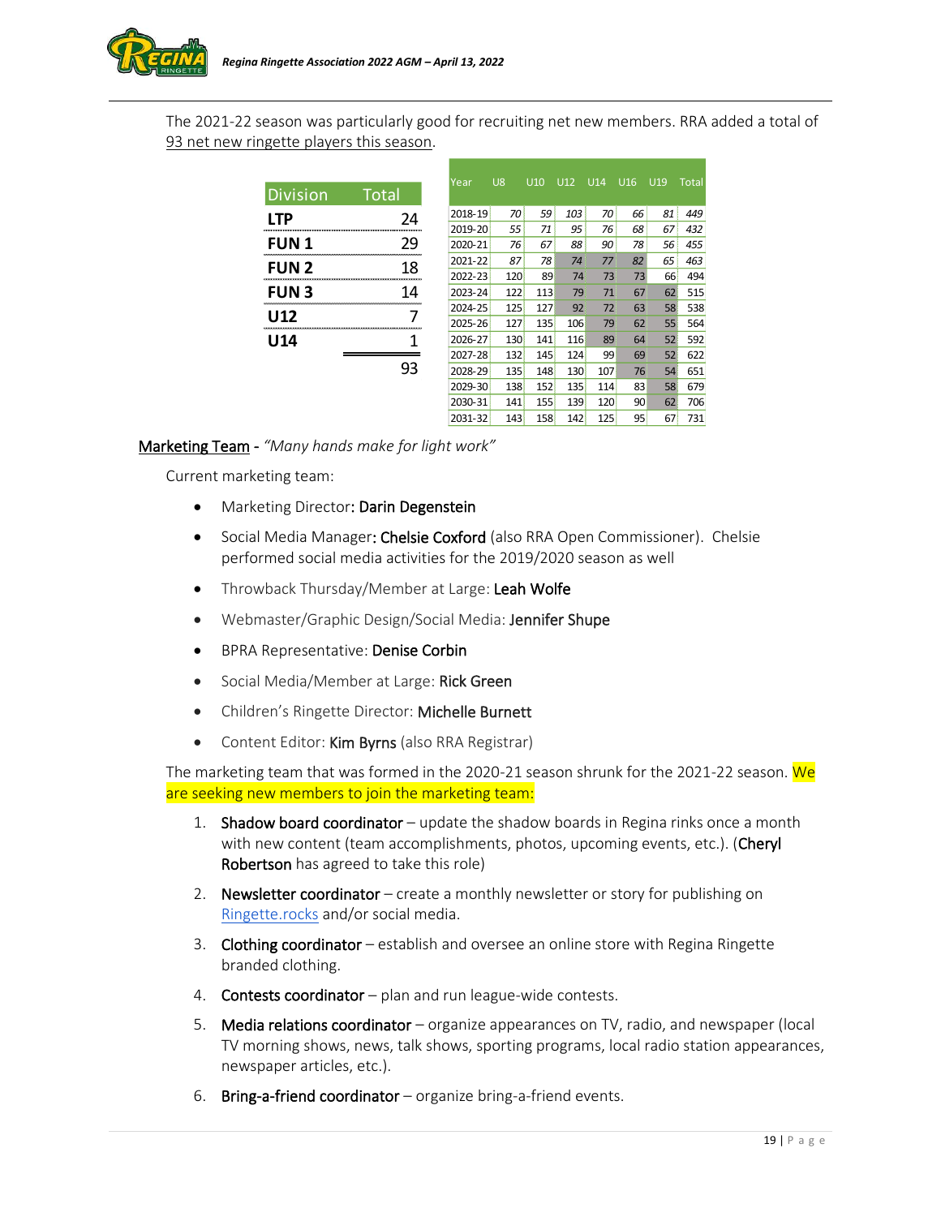The 2021-22 season was particularly good for recruiting net new members. RRA added a total of 93 net new ringette players this season.

| Division | Total |
|---|---|
| LTP | 24 |
| FUN 1 | 29 |
| FUN 2 | 18 |
| FUN 3 | 14 |
| U12 | 7 |
| U14 | 1 |
| | 93 |

| Year | U8 | U10 | U12 | U14 | U16 | U19 | Total |
|---|---|---|---|---|---|---|---|
| 2018-19 | 70 | 59 | 103 | 70 | 66 | 81 | 449 |
| 2019-20 | 55 | 71 | 95 | 76 | 68 | 67 | 432 |
| 2020-21 | 76 | 67 | 88 | 90 | 78 | 56 | 455 |
| 2021-22 | 87 | 78 | 74 | 77 | 82 | 65 | 463 |
| 2022-23 | 120 | 89 | 74 | 73 | 73 | 66 | 494 |
| 2023-24 | 122 | 113 | 79 | 71 | 67 | 62 | 515 |
| 2024-25 | 125 | 127 | 92 | 72 | 63 | 58 | 538 |
| 2025-26 | 127 | 135 | 106 | 79 | 62 | 55 | 564 |
| 2026-27 | 130 | 141 | 116 | 89 | 64 | 52 | 592 |
| 2027-28 | 132 | 145 | 124 | 99 | 69 | 52 | 622 |
| 2028-29 | 135 | 148 | 130 | 107 | 76 | 54 | 651 |
| 2029-30 | 138 | 152 | 135 | 114 | 83 | 58 | 679 |
| 2030-31 | 141 | 155 | 139 | 120 | 90 | 62 | 706 |
| 2031-32 | 143 | 158 | 142 | 125 | 95 | 67 | 731 |

Marketing Team - *"Many hands make for light work"*

Current marketing team:

- Marketing Director: Darin Degenstein
- Social Media Manager: Chelsie Coxford (also RRA Open Commissioner). Chelsie performed social media activities for the 2019/2020 season as well
- Throwback Thursday/Member at Large: Leah Wolfe
- Webmaster/Graphic Design/Social Media: Jennifer Shupe
- BPRA Representative: Denise Corbin
- Social Media/Member at Large: Rick Green
- Children's Ringette Director: Michelle Burnett
- Content Editor: Kim Byrns (also RRA Registrar)

The marketing team that was formed in the 2020-21 season shrunk for the 2021-22 season. We are seeking new members to join the marketing team:

1. Shadow board coordinator – update the shadow boards in Regina rinks once a month with new content (team accomplishments, photos, upcoming events, etc.). (Cheryl Robertson has agreed to take this role)
2. Newsletter coordinator – create a monthly newsletter or story for publishing on Ringette.rocks and/or social media.
3. Clothing coordinator – establish and oversee an online store with Regina Ringette branded clothing.
4. Contests coordinator – plan and run league-wide contests.
5. Media relations coordinator – organize appearances on TV, radio, and newspaper (local TV morning shows, news, talk shows, sporting programs, local radio station appearances, newspaper articles, etc.).
6. Bring-a-friend coordinator – organize bring-a-friend events.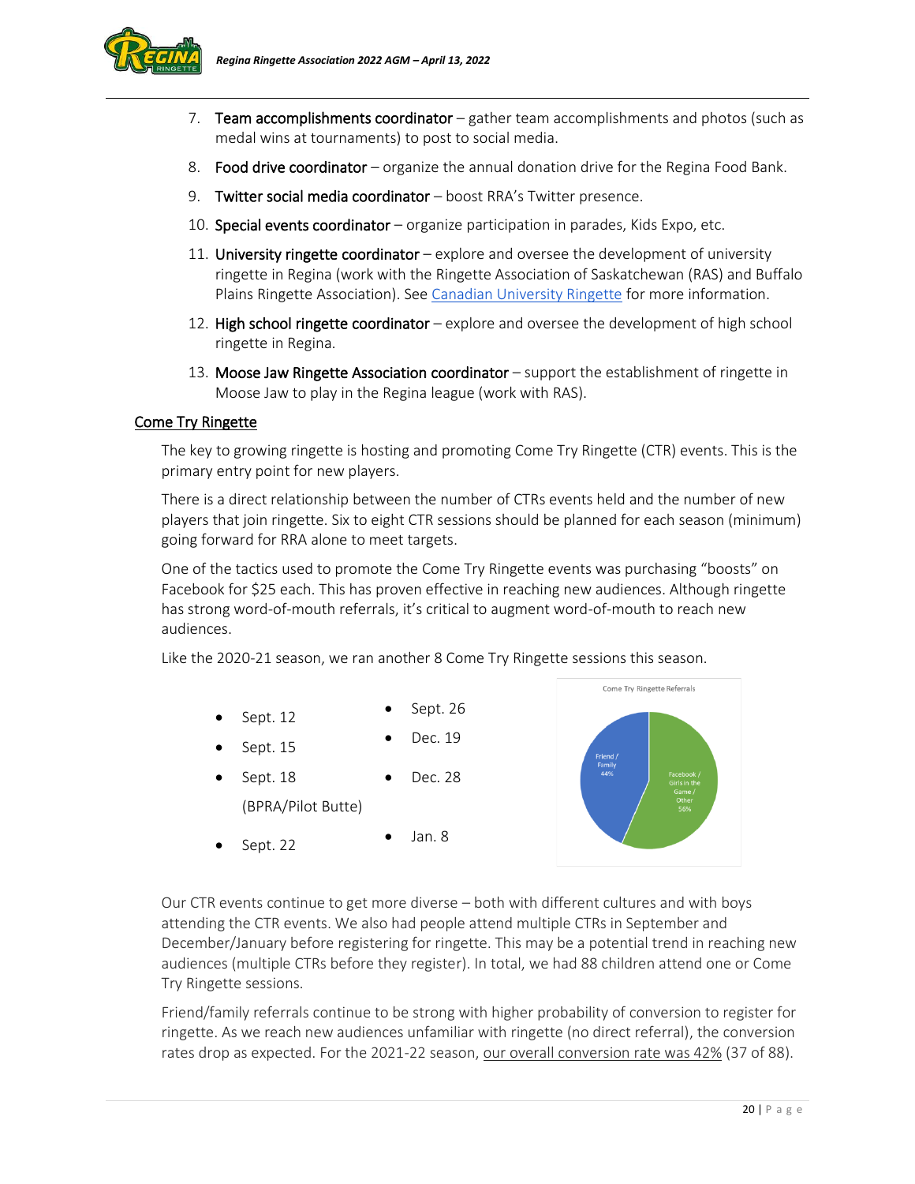7. **Team accomplishments coordinator** – gather team accomplishments and photos (such as medal wins at tournaments) to post to social media.
8. **Food drive coordinator** – organize the annual donation drive for the Regina Food Bank.
9. **Twitter social media coordinator** – boost RRA's Twitter presence.
10. **Special events coordinator** – organize participation in parades, Kids Expo, etc.
11. **University ringette coordinator** – explore and oversee the development of university ringette in Regina (work with the Ringette Association of Saskatchewan (RAS) and Buffalo Plains Ringette Association). See [Canadian University Ringette]() for more information.
12. **High school ringette coordinator** – explore and oversee the development of high school ringette in Regina.
13. **Moose Jaw Ringette Association coordinator** – support the establishment of ringette in Moose Jaw to play in the Regina league (work with RAS).

## Come Try Ringette

The key to growing ringette is hosting and promoting Come Try Ringette (CTR) events. This is the primary entry point for new players.

There is a direct relationship between the number of CTRs events held and the number of new players that join ringette. Six to eight CTR sessions should be planned for each season (minimum) going forward for RRA alone to meet targets.

One of the tactics used to promote the Come Try Ringette events was purchasing "boosts" on Facebook for $25 each. This has proven effective in reaching new audiences. Although ringette has strong word-of-mouth referrals, it's critical to augment word-of-mouth to reach new audiences.

Like the 2020-21 season, we ran another 8 Come Try Ringette sessions this season.

- Sept. 12
- Sept. 15
- Sept. 18 (BPRA/Pilot Butte)
- Sept. 22
- Sept. 26
- Dec. 19
- Dec. 28
- Jan. 8

Come Try Ringette Referrals

| Source | Percentage |
| --- | --- |
| Friend / Family | 44% |
| Facebook / Girls in the Game / Other | 56% |

Our CTR events continue to get more diverse – both with different cultures and with boys attending the CTR events. We also had people attend multiple CTRs in September and December/January before registering for ringette. This may be a potential trend in reaching new audiences (multiple CTRs before they register). In total, we had 88 children attend one or Come Try Ringette sessions.

Friend/family referrals continue to be strong with higher probability of conversion to register for ringette. As we reach new audiences unfamiliar with ringette (no direct referral), the conversion rates drop as expected. For the 2021-22 season, our overall conversion rate was 42% (37 of 88).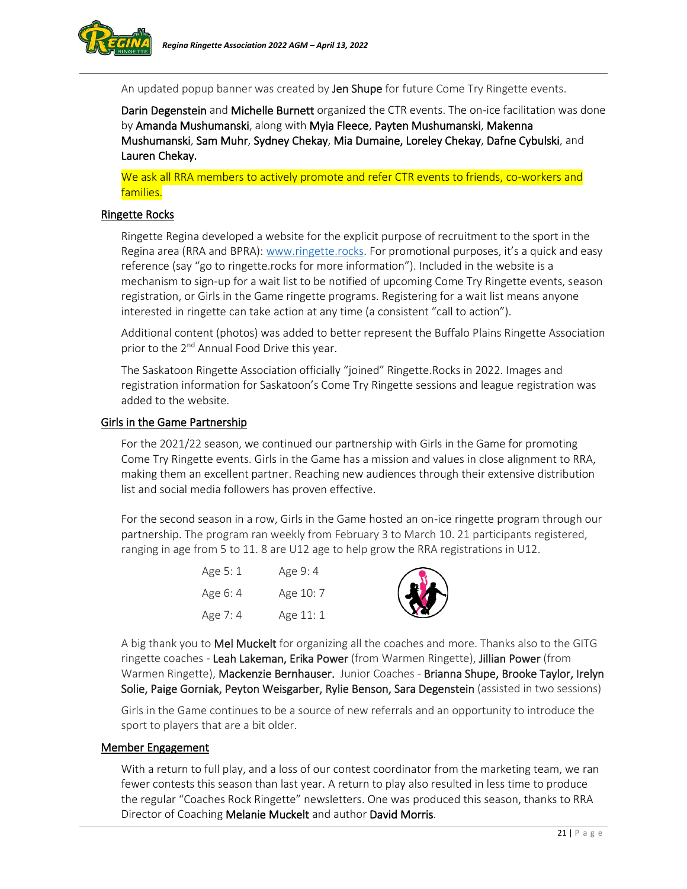An updated popup banner was created by **Jen Shupe** for future Come Try Ringette events.

**Darin Degenstein** and **Michelle Burnett** organized the CTR events. The on-ice facilitation was done by **Amanda Mushumanski**, along with **Myia Fleece**, **Payten Mushumanski**, **Makenna Mushumanski**, **Sam Muhr**, **Sydney Chekay**, **Mia Dumaine, Loreley Chekay**, **Dafne Cybulski**, and **Lauren Chekay.**

We ask all RRA members to actively promote and refer CTR events to friends, co-workers and families.

## Ringette Rocks

Ringette Regina developed a website for the explicit purpose of recruitment to the sport in the Regina area (RRA and BPRA): [www.ringette.rocks](www.ringette.rocks). For promotional purposes, it's a quick and easy reference (say "go to ringette.rocks for more information"). Included in the website is a mechanism to sign-up for a wait list to be notified of upcoming Come Try Ringette events, season registration, or Girls in the Game ringette programs. Registering for a wait list means anyone interested in ringette can take action at any time (a consistent "call to action").

Additional content (photos) was added to better represent the Buffalo Plains Ringette Association prior to the 2nd Annual Food Drive this year.

The Saskatoon Ringette Association officially "joined" Ringette.Rocks in 2022. Images and registration information for Saskatoon's Come Try Ringette sessions and league registration was added to the website.

## Girls in the Game Partnership

For the 2021/22 season, we continued our partnership with Girls in the Game for promoting Come Try Ringette events. Girls in the Game has a mission and values in close alignment to RRA, making them an excellent partner. Reaching new audiences through their extensive distribution list and social media followers has proven effective.

For the second season in a row, Girls in the Game hosted an on-ice ringette program through our partnership. The program ran weekly from February 3 to March 10. 21 participants registered, ranging in age from 5 to 11. 8 are U12 age to help grow the RRA registrations in U12.

| | |
|---|---|
| Age 5: 1 | Age 9: 4 |
| Age 6: 4 | Age 10: 7 |
| Age 7: 4 | Age 11: 1 |

A big thank you to **Mel Muckelt** for organizing all the coaches and more. Thanks also to the GITG ringette coaches - **Leah Lakeman, Erika Power** (from Warmen Ringette), **Jillian Power** (from Warmen Ringette), **Mackenzie Bernhauser.** Junior Coaches - **Brianna Shupe, Brooke Taylor, Irelyn Solie, Paige Gorniak, Peyton Weisgarber, Rylie Benson, Sara Degenstein** (assisted in two sessions)

Girls in the Game continues to be a source of new referrals and an opportunity to introduce the sport to players that are a bit older.

## Member Engagement

With a return to full play, and a loss of our contest coordinator from the marketing team, we ran fewer contests this season than last year. A return to play also resulted in less time to produce the regular "Coaches Rock Ringette" newsletters. One was produced this season, thanks to RRA Director of Coaching **Melanie Muckelt** and author **David Morris**.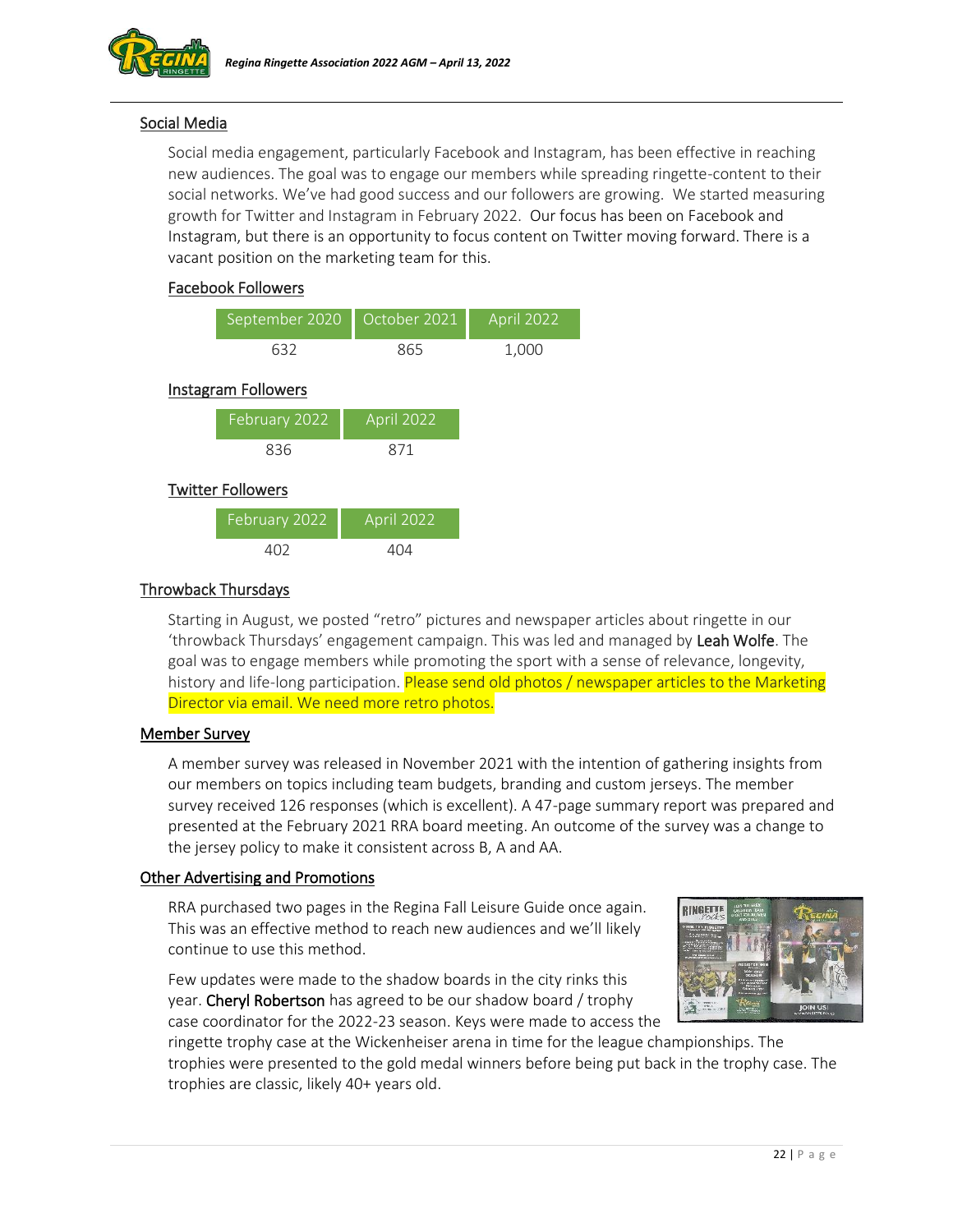## Social Media

Social media engagement, particularly Facebook and Instagram, has been effective in reaching new audiences. The goal was to engage our members while spreading ringette-content to their social networks. We've had good success and our followers are growing. We started measuring growth for Twitter and Instagram in February 2022. Our focus has been on Facebook and Instagram, but there is an opportunity to focus content on Twitter moving forward. There is a vacant position on the marketing team for this.

### Facebook Followers

| September 2020 | October 2021 | April 2022 |
|---|---|---|
| 632 | 865 | 1,000 |

### Instagram Followers

| February 2022 | April 2022 |
|---|---|
| 836 | 871 |

### Twitter Followers

| February 2022 | April 2022 |
|---|---|
| 402 | 404 |

## Throwback Thursdays

Starting in August, we posted "retro" pictures and newspaper articles about ringette in our 'throwback Thursdays' engagement campaign. This was led and managed by Leah Wolfe. The goal was to engage members while promoting the sport with a sense of relevance, longevity, history and life-long participation. Please send old photos / newspaper articles to the Marketing Director via email. We need more retro photos.

## Member Survey

A member survey was released in November 2021 with the intention of gathering insights from our members on topics including team budgets, branding and custom jerseys. The member survey received 126 responses (which is excellent). A 47-page summary report was prepared and presented at the February 2021 RRA board meeting. An outcome of the survey was a change to the jersey policy to make it consistent across B, A and AA.

## Other Advertising and Promotions

RRA purchased two pages in the Regina Fall Leisure Guide once again. This was an effective method to reach new audiences and we'll likely continue to use this method.

Few updates were made to the shadow boards in the city rinks this year. Cheryl Robertson has agreed to be our shadow board / trophy case coordinator for the 2022-23 season. Keys were made to access the ringette trophy case at the Wickenheiser arena in time for the league championships. The trophies were presented to the gold medal winners before being put back in the trophy case. The trophies are classic, likely 40+ years old.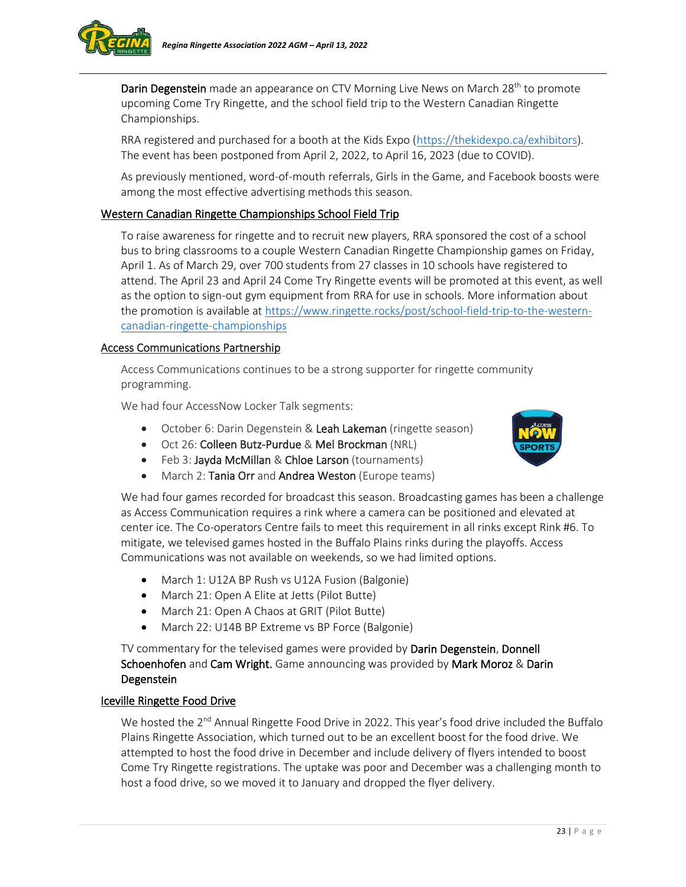**Darin Degenstein** made an appearance on CTV Morning Live News on March 28th to promote upcoming Come Try Ringette, and the school field trip to the Western Canadian Ringette Championships.

RRA registered and purchased for a booth at the Kids Expo (https://thekidexpo.ca/exhibitors). The event has been postponed from April 2, 2022, to April 16, 2023 (due to COVID).

As previously mentioned, word-of-mouth referrals, Girls in the Game, and Facebook boosts were among the most effective advertising methods this season.

## Western Canadian Ringette Championships School Field Trip

To raise awareness for ringette and to recruit new players, RRA sponsored the cost of a school bus to bring classrooms to a couple Western Canadian Ringette Championship games on Friday, April 1. As of March 29, over 700 students from 27 classes in 10 schools have registered to attend. The April 23 and April 24 Come Try Ringette events will be promoted at this event, as well as the option to sign-out gym equipment from RRA for use in schools. More information about the promotion is available at https://www.ringette.rocks/post/school-field-trip-to-the-western-canadian-ringette-championships

## Access Communications Partnership

Access Communications continues to be a strong supporter for ringette community programming.

We had four AccessNow Locker Talk segments:

- October 6: Darin Degenstein & **Leah Lakeman** (ringette season)
- Oct 26: **Colleen Butz-Purdue** & **Mel Brockman** (NRL)
- Feb 3: **Jayda McMillan** & **Chloe Larson** (tournaments)
- March 2: **Tania Orr** and **Andrea Weston** (Europe teams)

We had four games recorded for broadcast this season. Broadcasting games has been a challenge as Access Communication requires a rink where a camera can be positioned and elevated at center ice. The Co-operators Centre fails to meet this requirement in all rinks except Rink #6. To mitigate, we televised games hosted in the Buffalo Plains rinks during the playoffs. Access Communications was not available on weekends, so we had limited options.

- March 1: U12A BP Rush vs U12A Fusion (Balgonie)
- March 21: Open A Elite at Jetts (Pilot Butte)
- March 21: Open A Chaos at GRIT (Pilot Butte)
- March 22: U14B BP Extreme vs BP Force (Balgonie)

TV commentary for the televised games were provided by **Darin Degenstein**, **Donnell Schoenhofen** and **Cam Wright.** Game announcing was provided by **Mark Moroz** & **Darin Degenstein**

## Iceville Ringette Food Drive

We hosted the 2nd Annual Ringette Food Drive in 2022. This year's food drive included the Buffalo Plains Ringette Association, which turned out to be an excellent boost for the food drive. We attempted to host the food drive in December and include delivery of flyers intended to boost Come Try Ringette registrations. The uptake was poor and December was a challenging month to host a food drive, so we moved it to January and dropped the flyer delivery.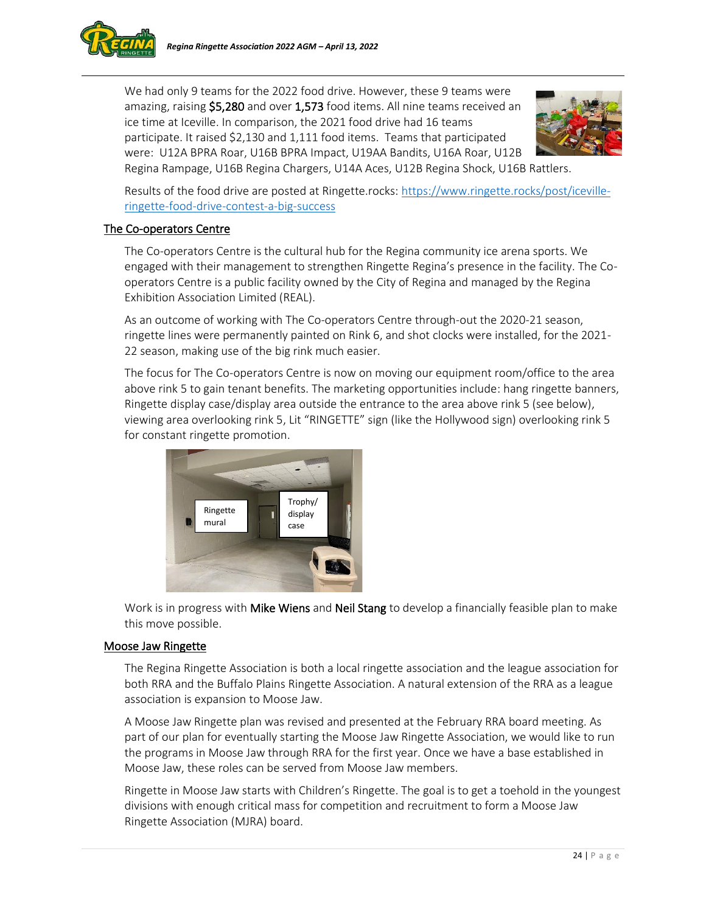We had only 9 teams for the 2022 food drive. However, these 9 teams were amazing, raising **$5,280** and over **1,573** food items. All nine teams received an ice time at Iceville. In comparison, the 2021 food drive had 16 teams participate. It raised $2,130 and 1,111 food items. Teams that participated were: U12A BPRA Roar, U16B BPRA Impact, U19AA Bandits, U16A Roar, U12B Regina Rampage, U16B Regina Chargers, U14A Aces, U12B Regina Shock, U16B Rattlers.

Results of the food drive are posted at Ringette.rocks: https://www.ringette.rocks/post/iceville-ringette-food-drive-contest-a-big-success

## The Co-operators Centre

The Co-operators Centre is the cultural hub for the Regina community ice arena sports. We engaged with their management to strengthen Ringette Regina's presence in the facility. The Co-operators Centre is a public facility owned by the City of Regina and managed by the Regina Exhibition Association Limited (REAL).

As an outcome of working with The Co-operators Centre through-out the 2020-21 season, ringette lines were permanently painted on Rink 6, and shot clocks were installed, for the 2021-22 season, making use of the big rink much easier.

The focus for The Co-operators Centre is now on moving our equipment room/office to the area above rink 5 to gain tenant benefits. The marketing opportunities include: hang ringette banners, Ringette display case/display area outside the entrance to the area above rink 5 (see below), viewing area overlooking rink 5, Lit "RINGETTE" sign (like the Hollywood sign) overlooking rink 5 for constant ringette promotion.

Ringette mural

Trophy/ display case

Work is in progress with **Mike Wiens** and **Neil Stang** to develop a financially feasible plan to make this move possible.

## Moose Jaw Ringette

The Regina Ringette Association is both a local ringette association and the league association for both RRA and the Buffalo Plains Ringette Association. A natural extension of the RRA as a league association is expansion to Moose Jaw.

A Moose Jaw Ringette plan was revised and presented at the February RRA board meeting. As part of our plan for eventually starting the Moose Jaw Ringette Association, we would like to run the programs in Moose Jaw through RRA for the first year. Once we have a base established in Moose Jaw, these roles can be served from Moose Jaw members.

Ringette in Moose Jaw starts with Children's Ringette. The goal is to get a toehold in the youngest divisions with enough critical mass for competition and recruitment to form a Moose Jaw Ringette Association (MJRA) board.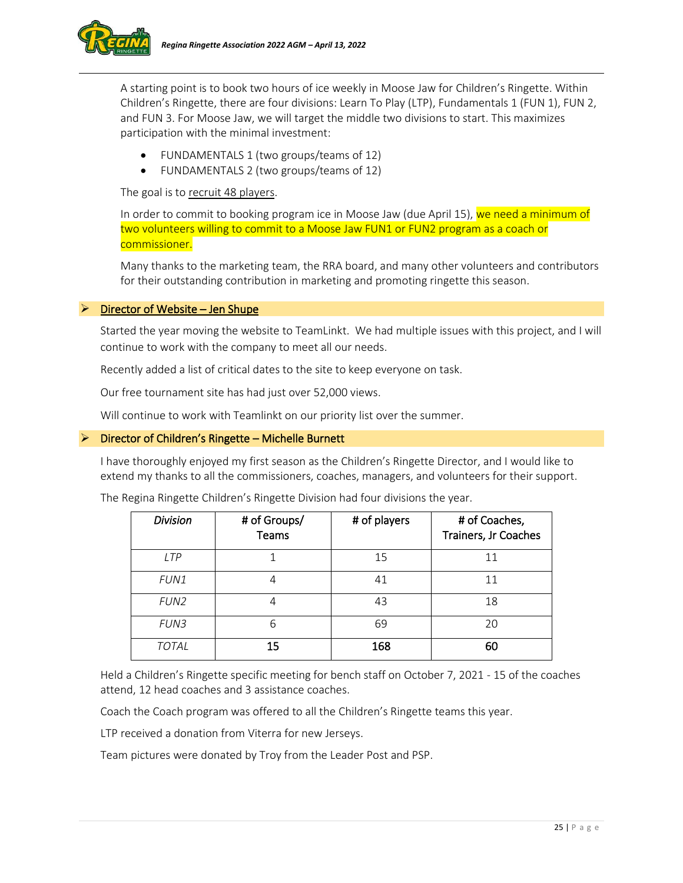A starting point is to book two hours of ice weekly in Moose Jaw for Children's Ringette. Within Children's Ringette, there are four divisions: Learn To Play (LTP), Fundamentals 1 (FUN 1), FUN 2, and FUN 3. For Moose Jaw, we will target the middle two divisions to start. This maximizes participation with the minimal investment:

- FUNDAMENTALS 1 (two groups/teams of 12)
- FUNDAMENTALS 2 (two groups/teams of 12)

The goal is to recruit 48 players.

In order to commit to booking program ice in Moose Jaw (due April 15), we need a minimum of two volunteers willing to commit to a Moose Jaw FUN1 or FUN2 program as a coach or commissioner.

Many thanks to the marketing team, the RRA board, and many other volunteers and contributors for their outstanding contribution in marketing and promoting ringette this season.

## Director of Website – Jen Shupe

Started the year moving the website to TeamLinkt. We had multiple issues with this project, and I will continue to work with the company to meet all our needs.

Recently added a list of critical dates to the site to keep everyone on task.

Our free tournament site has had just over 52,000 views.

Will continue to work with Teamlinkt on our priority list over the summer.

## Director of Children's Ringette – Michelle Burnett

I have thoroughly enjoyed my first season as the Children's Ringette Director, and I would like to extend my thanks to all the commissioners, coaches, managers, and volunteers for their support.

The Regina Ringette Children's Ringette Division had four divisions the year.

| *Division* | # of Groups/ Teams | # of players | # of Coaches, Trainers, Jr Coaches |
|---|---|---|---|
| *LTP* | 1 | 15 | 11 |
| *FUN1* | 4 | 41 | 11 |
| *FUN2* | 4 | 43 | 18 |
| *FUN3* | 6 | 69 | 20 |
| *TOTAL* | **15** | **168** | **60** |

Held a Children's Ringette specific meeting for bench staff on October 7, 2021 - 15 of the coaches attend, 12 head coaches and 3 assistance coaches.

Coach the Coach program was offered to all the Children's Ringette teams this year.

LTP received a donation from Viterra for new Jerseys.

Team pictures were donated by Troy from the Leader Post and PSP.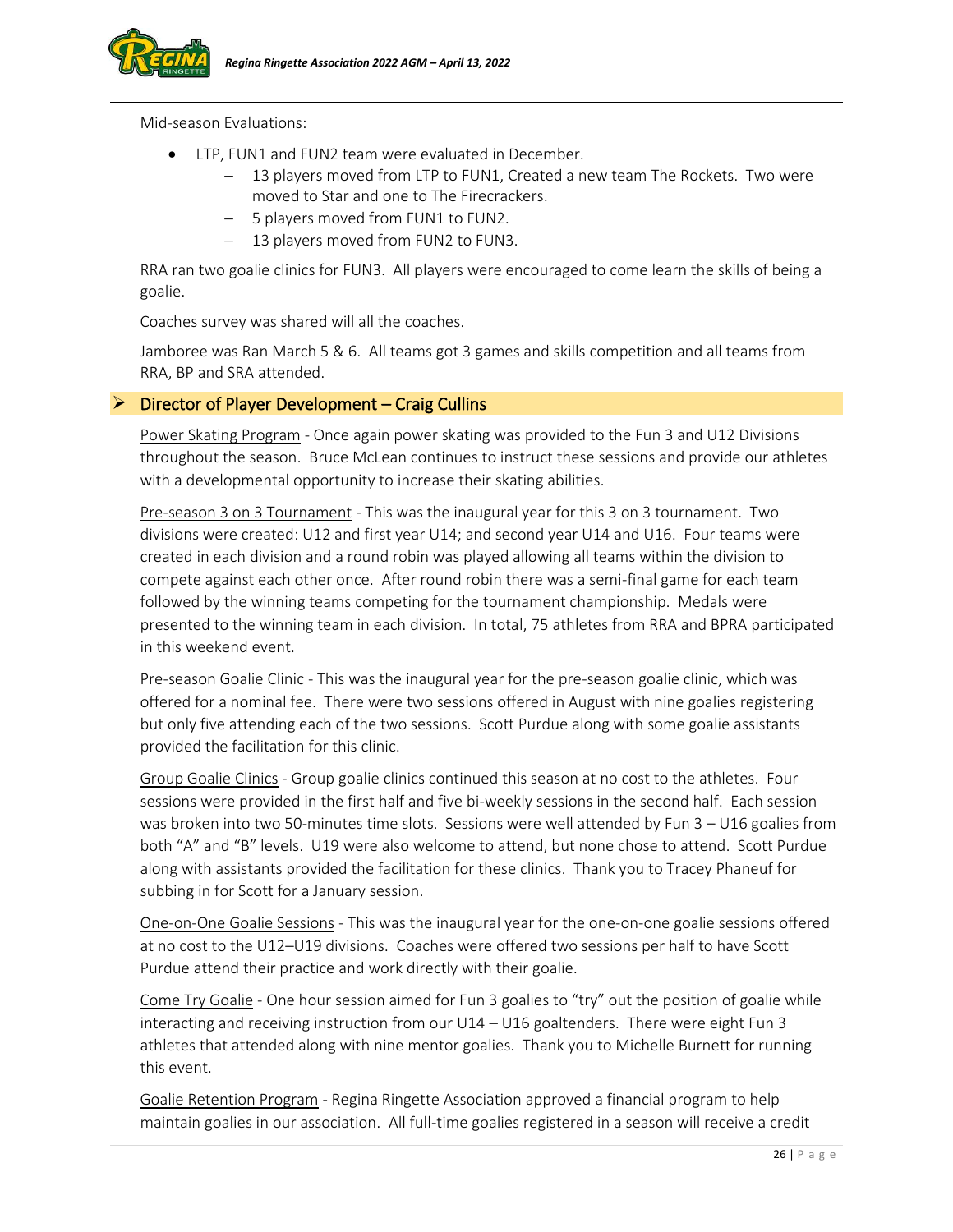Mid-season Evaluations:

- LTP, FUN1 and FUN2 team were evaluated in December.
  - 13 players moved from LTP to FUN1, Created a new team The Rockets. Two were moved to Star and one to The Firecrackers.
  - 5 players moved from FUN1 to FUN2.
  - 13 players moved from FUN2 to FUN3.

RRA ran two goalie clinics for FUN3. All players were encouraged to come learn the skills of being a goalie.

Coaches survey was shared will all the coaches.

Jamboree was Ran March 5 & 6. All teams got 3 games and skills competition and all teams from RRA, BP and SRA attended.

## Director of Player Development – Craig Cullins

Power Skating Program - Once again power skating was provided to the Fun 3 and U12 Divisions throughout the season. Bruce McLean continues to instruct these sessions and provide our athletes with a developmental opportunity to increase their skating abilities.

Pre-season 3 on 3 Tournament - This was the inaugural year for this 3 on 3 tournament. Two divisions were created: U12 and first year U14; and second year U14 and U16. Four teams were created in each division and a round robin was played allowing all teams within the division to compete against each other once. After round robin there was a semi-final game for each team followed by the winning teams competing for the tournament championship. Medals were presented to the winning team in each division. In total, 75 athletes from RRA and BPRA participated in this weekend event.

Pre-season Goalie Clinic - This was the inaugural year for the pre-season goalie clinic, which was offered for a nominal fee. There were two sessions offered in August with nine goalies registering but only five attending each of the two sessions. Scott Purdue along with some goalie assistants provided the facilitation for this clinic.

Group Goalie Clinics - Group goalie clinics continued this season at no cost to the athletes. Four sessions were provided in the first half and five bi-weekly sessions in the second half. Each session was broken into two 50-minutes time slots. Sessions were well attended by Fun 3 – U16 goalies from both "A" and "B" levels. U19 were also welcome to attend, but none chose to attend. Scott Purdue along with assistants provided the facilitation for these clinics. Thank you to Tracey Phaneuf for subbing in for Scott for a January session.

One-on-One Goalie Sessions - This was the inaugural year for the one-on-one goalie sessions offered at no cost to the U12–U19 divisions. Coaches were offered two sessions per half to have Scott Purdue attend their practice and work directly with their goalie.

Come Try Goalie - One hour session aimed for Fun 3 goalies to "try" out the position of goalie while interacting and receiving instruction from our U14 – U16 goaltenders. There were eight Fun 3 athletes that attended along with nine mentor goalies. Thank you to Michelle Burnett for running this event.

Goalie Retention Program - Regina Ringette Association approved a financial program to help maintain goalies in our association. All full-time goalies registered in a season will receive a credit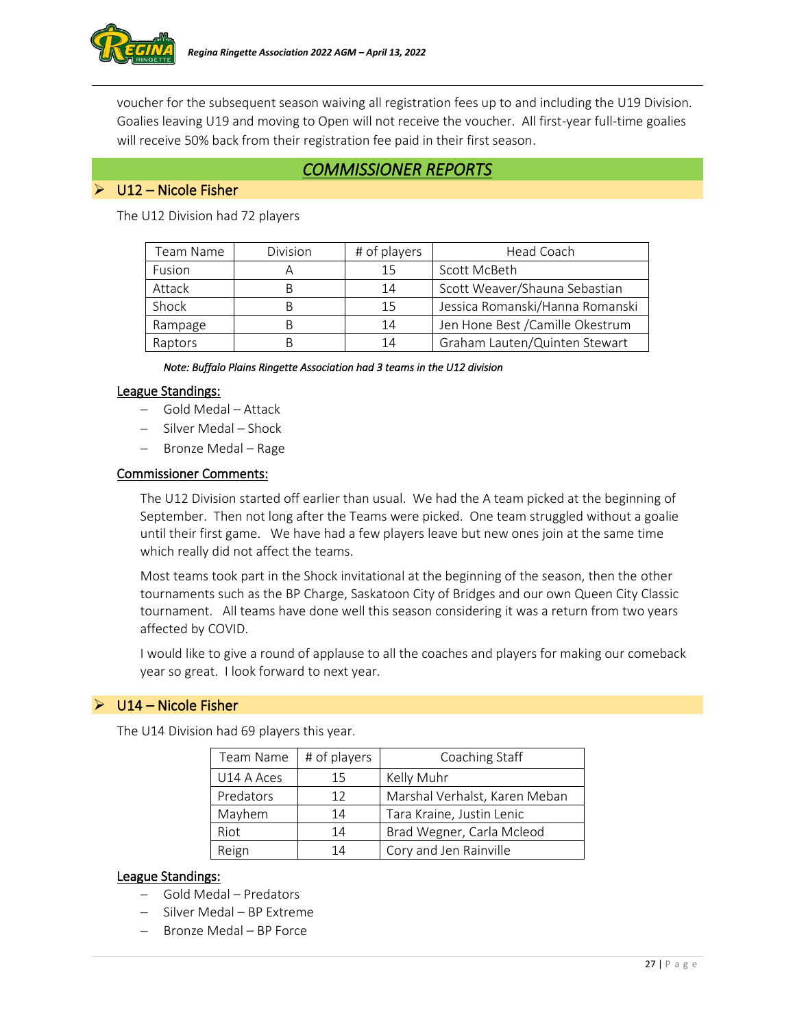voucher for the subsequent season waiving all registration fees up to and including the U19 Division. Goalies leaving U19 and moving to Open will not receive the voucher. All first-year full-time goalies will receive 50% back from their registration fee paid in their first season.

## *COMMISSIONER REPORTS*

### U12 – Nicole Fisher

The U12 Division had 72 players

| Team Name | Division | # of players | Head Coach |
|---|---|---|---|
| Fusion | A | 15 | Scott McBeth |
| Attack | B | 14 | Scott Weaver/Shauna Sebastian |
| Shock | B | 15 | Jessica Romanski/Hanna Romanski |
| Rampage | B | 14 | Jen Hone Best /Camille Okestrum |
| Raptors | B | 14 | Graham Lauten/Quinten Stewart |

*Note: Buffalo Plains Ringette Association had 3 teams in the U12 division*

**League Standings:**

- Gold Medal – Attack
- Silver Medal – Shock
- Bronze Medal – Rage

**Commissioner Comments:**

The U12 Division started off earlier than usual. We had the A team picked at the beginning of September. Then not long after the Teams were picked. One team struggled without a goalie until their first game. We have had a few players leave but new ones join at the same time which really did not affect the teams.

Most teams took part in the Shock invitational at the beginning of the season, then the other tournaments such as the BP Charge, Saskatoon City of Bridges and our own Queen City Classic tournament. All teams have done well this season considering it was a return from two years affected by COVID.

I would like to give a round of applause to all the coaches and players for making our comeback year so great. I look forward to next year.

### U14 – Nicole Fisher

The U14 Division had 69 players this year.

| Team Name | # of players | Coaching Staff |
|---|---|---|
| U14 A Aces | 15 | Kelly Muhr |
| Predators | 12 | Marshal Verhalst, Karen Meban |
| Mayhem | 14 | Tara Kraine, Justin Lenic |
| Riot | 14 | Brad Wegner, Carla Mcleod |
| Reign | 14 | Cory and Jen Rainville |

**League Standings:**

- Gold Medal – Predators
- Silver Medal – BP Extreme
- Bronze Medal – BP Force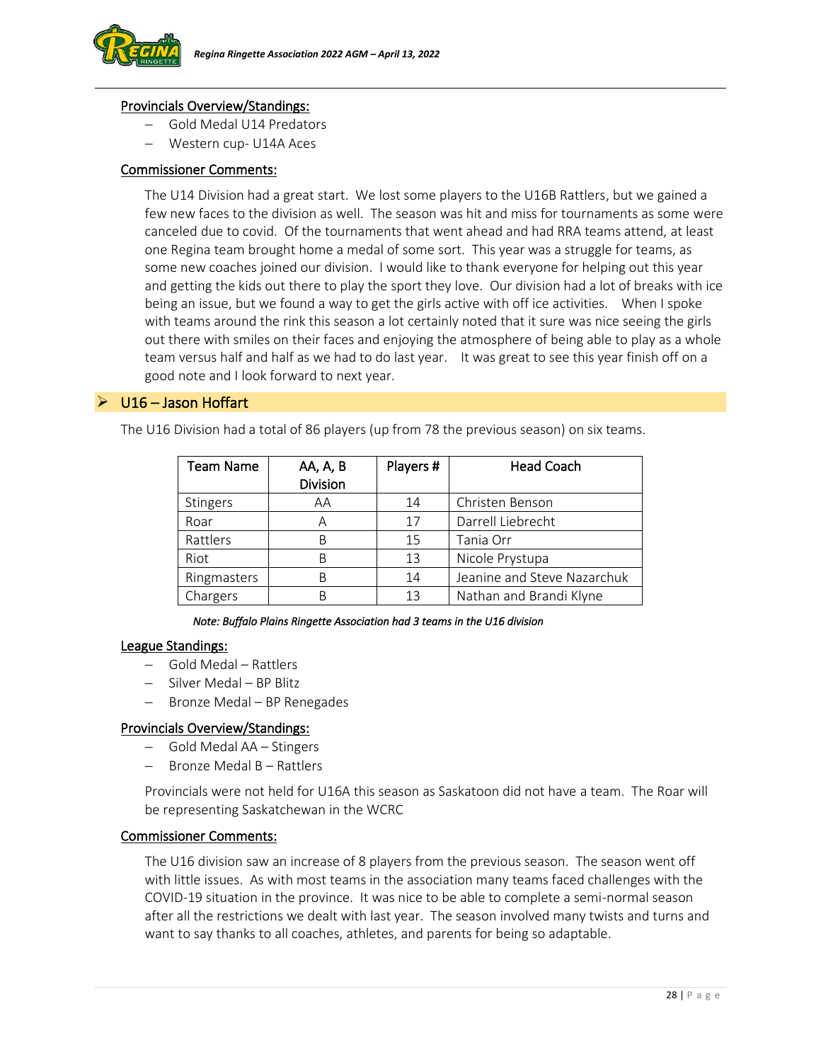**Provincials Overview/Standings:**

- Gold Medal U14 Predators
- Western cup- U14A Aces

**Commissioner Comments:**

The U14 Division had a great start. We lost some players to the U16B Rattlers, but we gained a few new faces to the division as well. The season was hit and miss for tournaments as some were canceled due to covid. Of the tournaments that went ahead and had RRA teams attend, at least one Regina team brought home a medal of some sort. This year was a struggle for teams, as some new coaches joined our division. I would like to thank everyone for helping out this year and getting the kids out there to play the sport they love. Our division had a lot of breaks with ice being an issue, but we found a way to get the girls active with off ice activities. When I spoke with teams around the rink this season a lot certainly noted that it sure was nice seeing the girls out there with smiles on their faces and enjoying the atmosphere of being able to play as a whole team versus half and half as we had to do last year. It was great to see this year finish off on a good note and I look forward to next year.

## U16 – Jason Hoffart

The U16 Division had a total of 86 players (up from 78 the previous season) on six teams.

| Team Name | AA, A, B Division | Players # | Head Coach |
|---|---|---|---|
| Stingers | AA | 14 | Christen Benson |
| Roar | A | 17 | Darrell Liebrecht |
| Rattlers | B | 15 | Tania Orr |
| Riot | B | 13 | Nicole Prystupa |
| Ringmasters | B | 14 | Jeanine and Steve Nazarchuk |
| Chargers | B | 13 | Nathan and Brandi Klyne |

*Note: Buffalo Plains Ringette Association had 3 teams in the U16 division*

**League Standings:**

- Gold Medal – Rattlers
- Silver Medal – BP Blitz
- Bronze Medal – BP Renegades

**Provincials Overview/Standings:**

- Gold Medal AA – Stingers
- Bronze Medal B – Rattlers

Provincials were not held for U16A this season as Saskatoon did not have a team. The Roar will be representing Saskatchewan in the WCRC

**Commissioner Comments:**

The U16 division saw an increase of 8 players from the previous season. The season went off with little issues. As with most teams in the association many teams faced challenges with the COVID-19 situation in the province. It was nice to be able to complete a semi-normal season after all the restrictions we dealt with last year. The season involved many twists and turns and want to say thanks to all coaches, athletes, and parents for being so adaptable.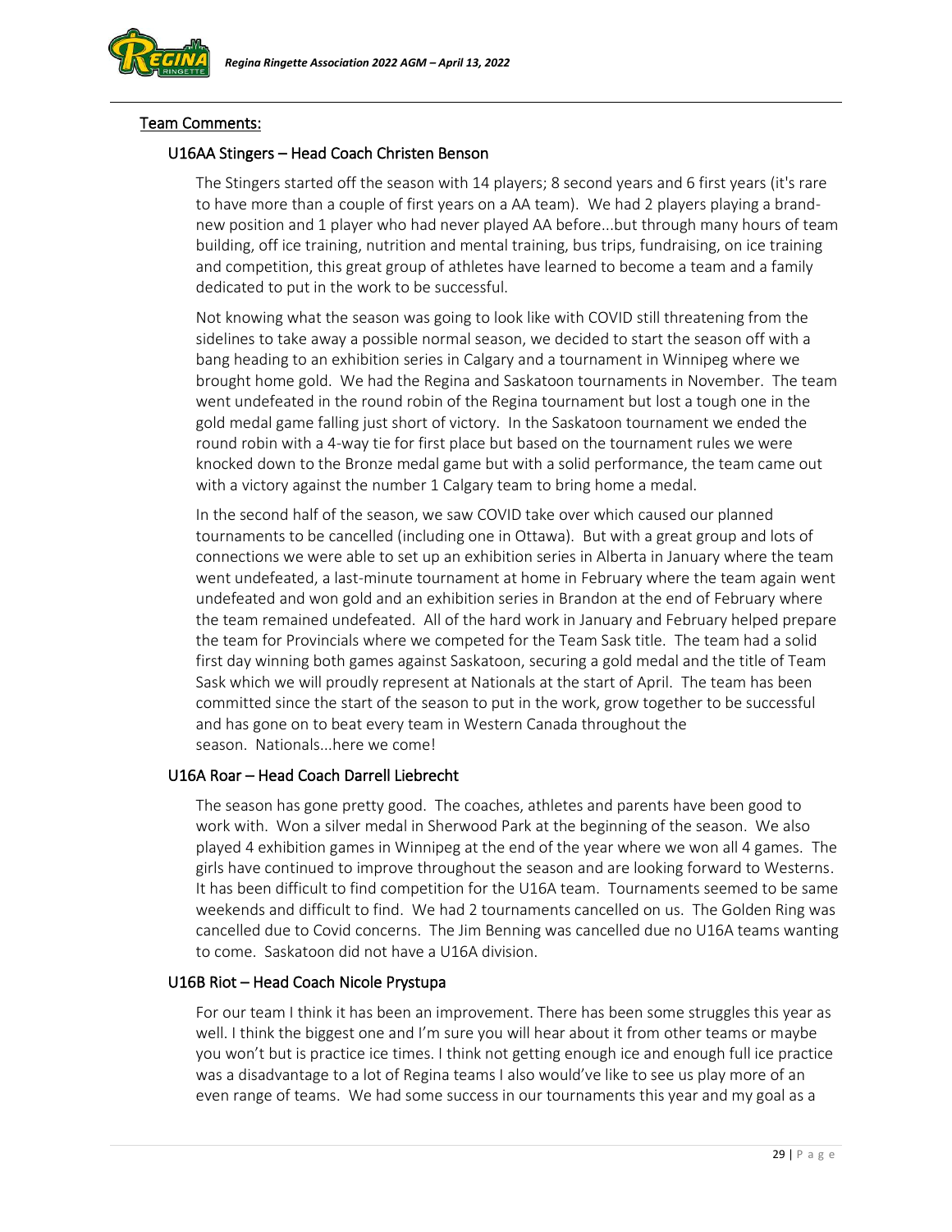## Team Comments:

### U16AA Stingers – Head Coach Christen Benson

The Stingers started off the season with 14 players; 8 second years and 6 first years (it's rare to have more than a couple of first years on a AA team). We had 2 players playing a brand-new position and 1 player who had never played AA before...but through many hours of team building, off ice training, nutrition and mental training, bus trips, fundraising, on ice training and competition, this great group of athletes have learned to become a team and a family dedicated to put in the work to be successful.

Not knowing what the season was going to look like with COVID still threatening from the sidelines to take away a possible normal season, we decided to start the season off with a bang heading to an exhibition series in Calgary and a tournament in Winnipeg where we brought home gold. We had the Regina and Saskatoon tournaments in November. The team went undefeated in the round robin of the Regina tournament but lost a tough one in the gold medal game falling just short of victory. In the Saskatoon tournament we ended the round robin with a 4-way tie for first place but based on the tournament rules we were knocked down to the Bronze medal game but with a solid performance, the team came out with a victory against the number 1 Calgary team to bring home a medal.

In the second half of the season, we saw COVID take over which caused our planned tournaments to be cancelled (including one in Ottawa). But with a great group and lots of connections we were able to set up an exhibition series in Alberta in January where the team went undefeated, a last-minute tournament at home in February where the team again went undefeated and won gold and an exhibition series in Brandon at the end of February where the team remained undefeated. All of the hard work in January and February helped prepare the team for Provincials where we competed for the Team Sask title. The team had a solid first day winning both games against Saskatoon, securing a gold medal and the title of Team Sask which we will proudly represent at Nationals at the start of April. The team has been committed since the start of the season to put in the work, grow together to be successful and has gone on to beat every team in Western Canada throughout the season. Nationals...here we come!

### U16A Roar – Head Coach Darrell Liebrecht

The season has gone pretty good. The coaches, athletes and parents have been good to work with. Won a silver medal in Sherwood Park at the beginning of the season. We also played 4 exhibition games in Winnipeg at the end of the year where we won all 4 games. The girls have continued to improve throughout the season and are looking forward to Westerns. It has been difficult to find competition for the U16A team. Tournaments seemed to be same weekends and difficult to find. We had 2 tournaments cancelled on us. The Golden Ring was cancelled due to Covid concerns. The Jim Benning was cancelled due no U16A teams wanting to come. Saskatoon did not have a U16A division.

### U16B Riot – Head Coach Nicole Prystupa

For our team I think it has been an improvement. There has been some struggles this year as well. I think the biggest one and I'm sure you will hear about it from other teams or maybe you won't but is practice ice times. I think not getting enough ice and enough full ice practice was a disadvantage to a lot of Regina teams I also would've like to see us play more of an even range of teams. We had some success in our tournaments this year and my goal as a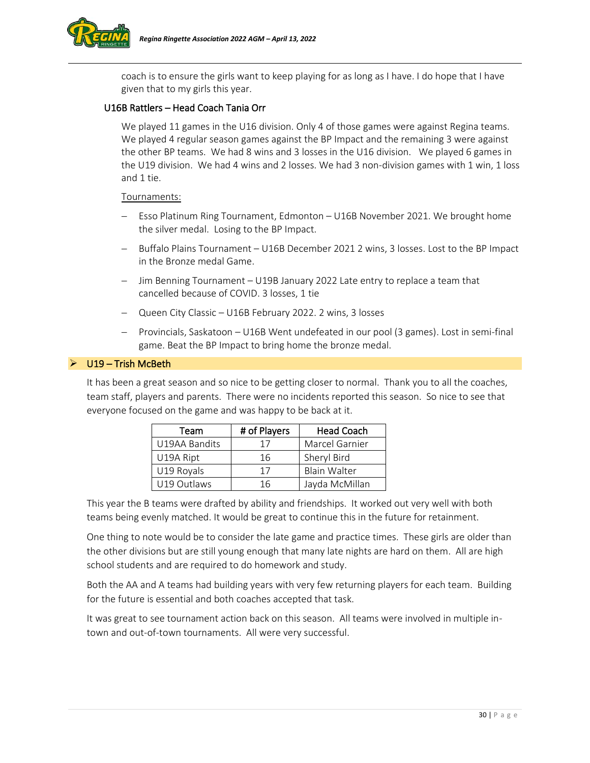coach is to ensure the girls want to keep playing for as long as I have. I do hope that I have given that to my girls this year.

### U16B Rattlers – Head Coach Tania Orr

We played 11 games in the U16 division. Only 4 of those games were against Regina teams. We played 4 regular season games against the BP Impact and the remaining 3 were against the other BP teams. We had 8 wins and 3 losses in the U16 division. We played 6 games in the U19 division. We had 4 wins and 2 losses. We had 3 non-division games with 1 win, 1 loss and 1 tie.

<u>Tournaments:</u>

- Esso Platinum Ring Tournament, Edmonton – U16B November 2021. We brought home the silver medal. Losing to the BP Impact.
- Buffalo Plains Tournament – U16B December 2021 2 wins, 3 losses. Lost to the BP Impact in the Bronze medal Game.
- Jim Benning Tournament – U19B January 2022 Late entry to replace a team that cancelled because of COVID. 3 losses, 1 tie
- Queen City Classic – U16B February 2022. 2 wins, 3 losses
- Provincials, Saskatoon – U16B Went undefeated in our pool (3 games). Lost in semi-final game. Beat the BP Impact to bring home the bronze medal.

## U19 – Trish McBeth

It has been a great season and so nice to be getting closer to normal. Thank you to all the coaches, team staff, players and parents. There were no incidents reported this season. So nice to see that everyone focused on the game and was happy to be back at it.

| Team | # of Players | Head Coach |
|---|---|---|
| U19AA Bandits | 17 | Marcel Garnier |
| U19A Ript | 16 | Sheryl Bird |
| U19 Royals | 17 | Blain Walter |
| U19 Outlaws | 16 | Jayda McMillan |

This year the B teams were drafted by ability and friendships. It worked out very well with both teams being evenly matched. It would be great to continue this in the future for retainment.

One thing to note would be to consider the late game and practice times. These girls are older than the other divisions but are still young enough that many late nights are hard on them. All are high school students and are required to do homework and study.

Both the AA and A teams had building years with very few returning players for each team. Building for the future is essential and both coaches accepted that task.

It was great to see tournament action back on this season. All teams were involved in multiple in-town and out-of-town tournaments. All were very successful.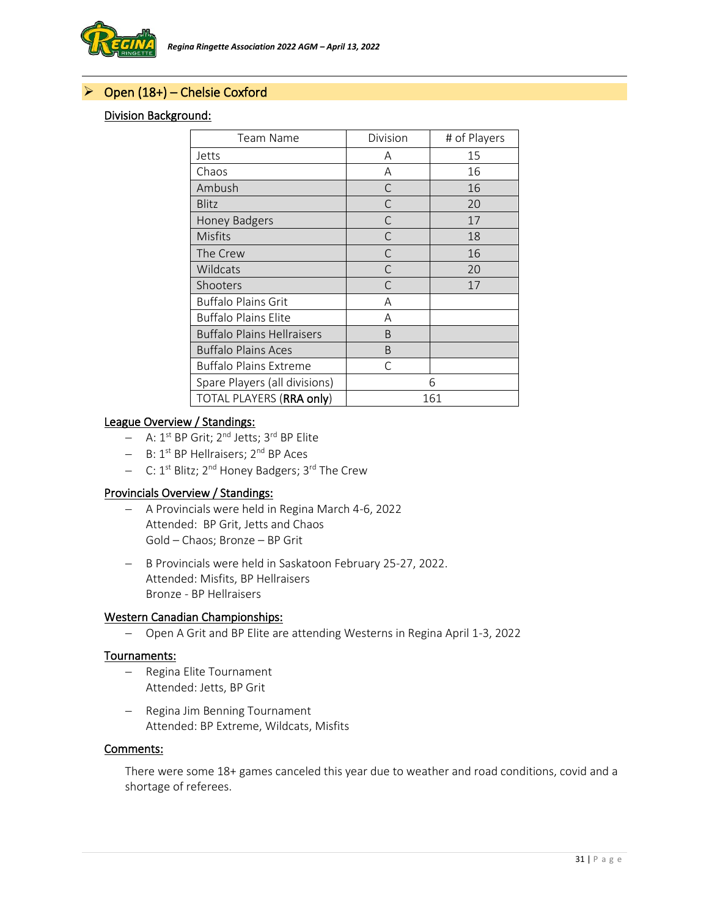## Open (18+) – Chelsie Coxford

### Division Background:

| Team Name | Division | # of Players |
|---|---|---|
| Jetts | A | 15 |
| Chaos | A | 16 |
| Ambush | C | 16 |
| Blitz | C | 20 |
| Honey Badgers | C | 17 |
| Misfits | C | 18 |
| The Crew | C | 16 |
| Wildcats | C | 20 |
| Shooters | C | 17 |
| Buffalo Plains Grit | A | |
| Buffalo Plains Elite | A | |
| Buffalo Plains Hellraisers | B | |
| Buffalo Plains Aces | B | |
| Buffalo Plains Extreme | C | |
| Spare Players (all divisions) | 6 | |
| TOTAL PLAYERS (**RRA only**) | 161 | |

### League Overview / Standings:

- A: 1st BP Grit; 2nd Jetts; 3rd BP Elite
- B: 1st BP Hellraisers; 2nd BP Aces
- C: 1st Blitz; 2nd Honey Badgers; 3rd The Crew

### Provincials Overview / Standings:

- A Provincials were held in Regina March 4-6, 2022
  Attended: BP Grit, Jetts and Chaos
  Gold – Chaos; Bronze – BP Grit

- B Provincials were held in Saskatoon February 25-27, 2022.
  Attended: Misfits, BP Hellraisers
  Bronze - BP Hellraisers

### Western Canadian Championships:

- Open A Grit and BP Elite are attending Westerns in Regina April 1-3, 2022

### Tournaments:

- Regina Elite Tournament
  Attended: Jetts, BP Grit

- Regina Jim Benning Tournament
  Attended: BP Extreme, Wildcats, Misfits

### Comments:

There were some 18+ games canceled this year due to weather and road conditions, covid and a shortage of referees.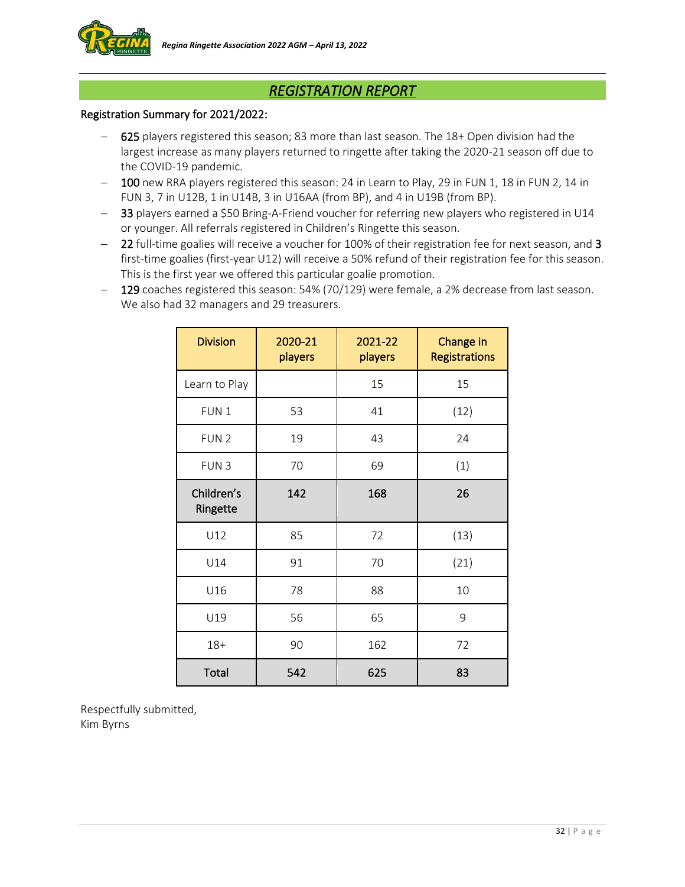## *REGISTRATION REPORT*

Registration Summary for 2021/2022:

- **625** players registered this season; 83 more than last season. The 18+ Open division had the largest increase as many players returned to ringette after taking the 2020-21 season off due to the COVID-19 pandemic.
- **100** new RRA players registered this season: 24 in Learn to Play, 29 in FUN 1, 18 in FUN 2, 14 in FUN 3, 7 in U12B, 1 in U14B, 3 in U16AA (from BP), and 4 in U19B (from BP).
- **33** players earned a $50 Bring-A-Friend voucher for referring new players who registered in U14 or younger. All referrals registered in Children's Ringette this season.
- **22** full-time goalies will receive a voucher for 100% of their registration fee for next season, and **3** first-time goalies (first-year U12) will receive a 50% refund of their registration fee for this season. This is the first year we offered this particular goalie promotion.
- **129** coaches registered this season: 54% (70/129) were female, a 2% decrease from last season. We also had 32 managers and 29 treasurers.

| Division | 2020-21 players | 2021-22 players | Change in Registrations |
|---|---|---|---|
| Learn to Play | | 15 | 15 |
| FUN 1 | 53 | 41 | (12) |
| FUN 2 | 19 | 43 | 24 |
| FUN 3 | 70 | 69 | (1) |
| **Children's Ringette** | **142** | **168** | **26** |
| U12 | 85 | 72 | (13) |
| U14 | 91 | 70 | (21) |
| U16 | 78 | 88 | 10 |
| U19 | 56 | 65 | 9 |
| 18+ | 90 | 162 | 72 |
| **Total** | **542** | **625** | **83** |

Respectfully submitted,
Kim Byrns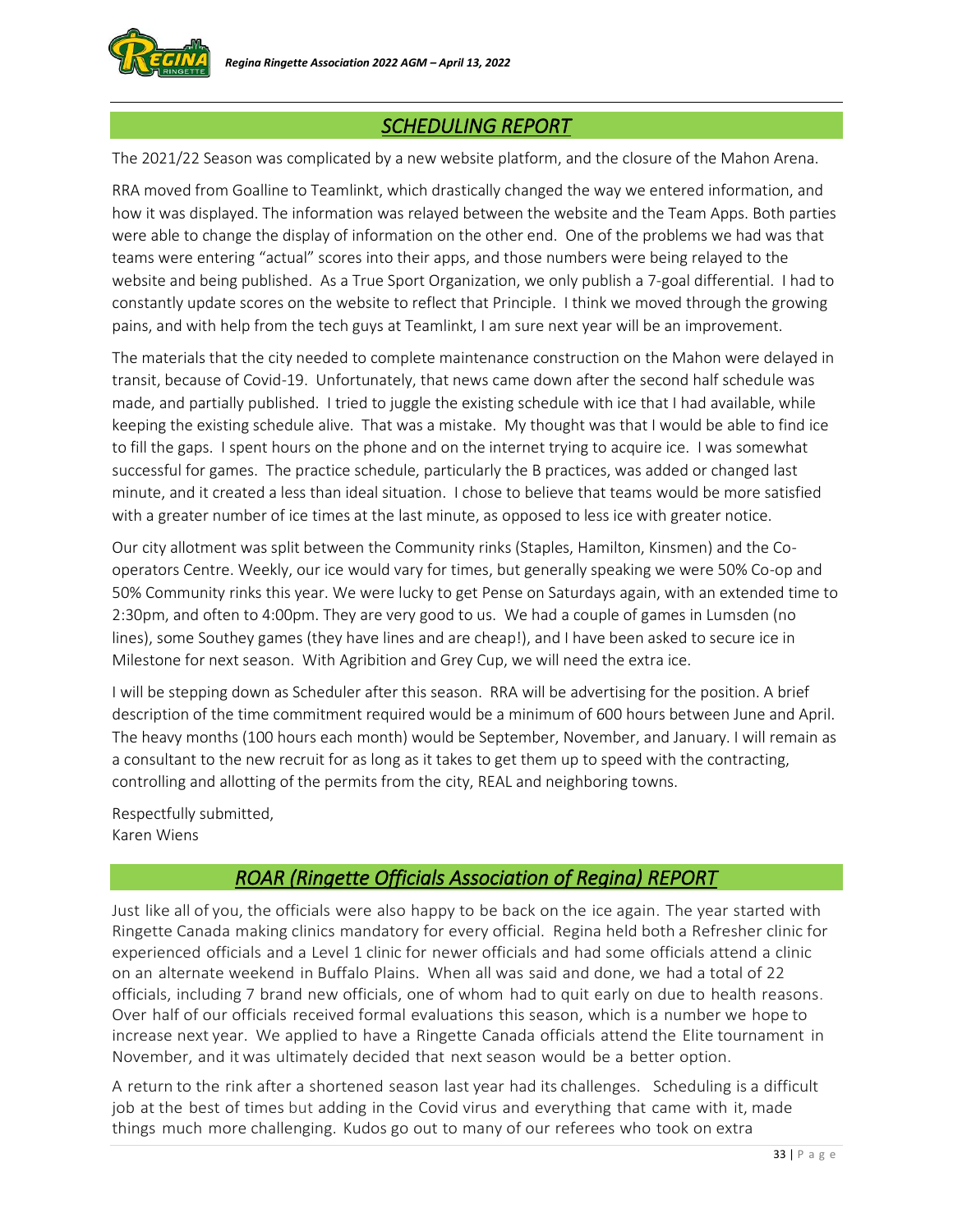## *SCHEDULING REPORT*

The 2021/22 Season was complicated by a new website platform, and the closure of the Mahon Arena.

RRA moved from Goalline to Teamlinkt, which drastically changed the way we entered information, and how it was displayed. The information was relayed between the website and the Team Apps. Both parties were able to change the display of information on the other end. One of the problems we had was that teams were entering "actual" scores into their apps, and those numbers were being relayed to the website and being published. As a True Sport Organization, we only publish a 7-goal differential. I had to constantly update scores on the website to reflect that Principle. I think we moved through the growing pains, and with help from the tech guys at Teamlinkt, I am sure next year will be an improvement.

The materials that the city needed to complete maintenance construction on the Mahon were delayed in transit, because of Covid-19. Unfortunately, that news came down after the second half schedule was made, and partially published. I tried to juggle the existing schedule with ice that I had available, while keeping the existing schedule alive. That was a mistake. My thought was that I would be able to find ice to fill the gaps. I spent hours on the phone and on the internet trying to acquire ice. I was somewhat successful for games. The practice schedule, particularly the B practices, was added or changed last minute, and it created a less than ideal situation. I chose to believe that teams would be more satisfied with a greater number of ice times at the last minute, as opposed to less ice with greater notice.

Our city allotment was split between the Community rinks (Staples, Hamilton, Kinsmen) and the Co-operators Centre. Weekly, our ice would vary for times, but generally speaking we were 50% Co-op and 50% Community rinks this year. We were lucky to get Pense on Saturdays again, with an extended time to 2:30pm, and often to 4:00pm. They are very good to us. We had a couple of games in Lumsden (no lines), some Southey games (they have lines and are cheap!), and I have been asked to secure ice in Milestone for next season. With Agribition and Grey Cup, we will need the extra ice.

I will be stepping down as Scheduler after this season. RRA will be advertising for the position. A brief description of the time commitment required would be a minimum of 600 hours between June and April. The heavy months (100 hours each month) would be September, November, and January. I will remain as a consultant to the new recruit for as long as it takes to get them up to speed with the contracting, controlling and allotting of the permits from the city, REAL and neighboring towns.

Respectfully submitted,
Karen Wiens

## *ROAR (Ringette Officials Association of Regina) REPORT*

Just like all of you, the officials were also happy to be back on the ice again. The year started with Ringette Canada making clinics mandatory for every official. Regina held both a Refresher clinic for experienced officials and a Level 1 clinic for newer officials and had some officials attend a clinic on an alternate weekend in Buffalo Plains. When all was said and done, we had a total of 22 officials, including 7 brand new officials, one of whom had to quit early on due to health reasons. Over half of our officials received formal evaluations this season, which is a number we hope to increase next year. We applied to have a Ringette Canada officials attend the Elite tournament in November, and it was ultimately decided that next season would be a better option.

A return to the rink after a shortened season last year had its challenges. Scheduling is a difficult job at the best of times but adding in the Covid virus and everything that came with it, made things much more challenging. Kudos go out to many of our referees who took on extra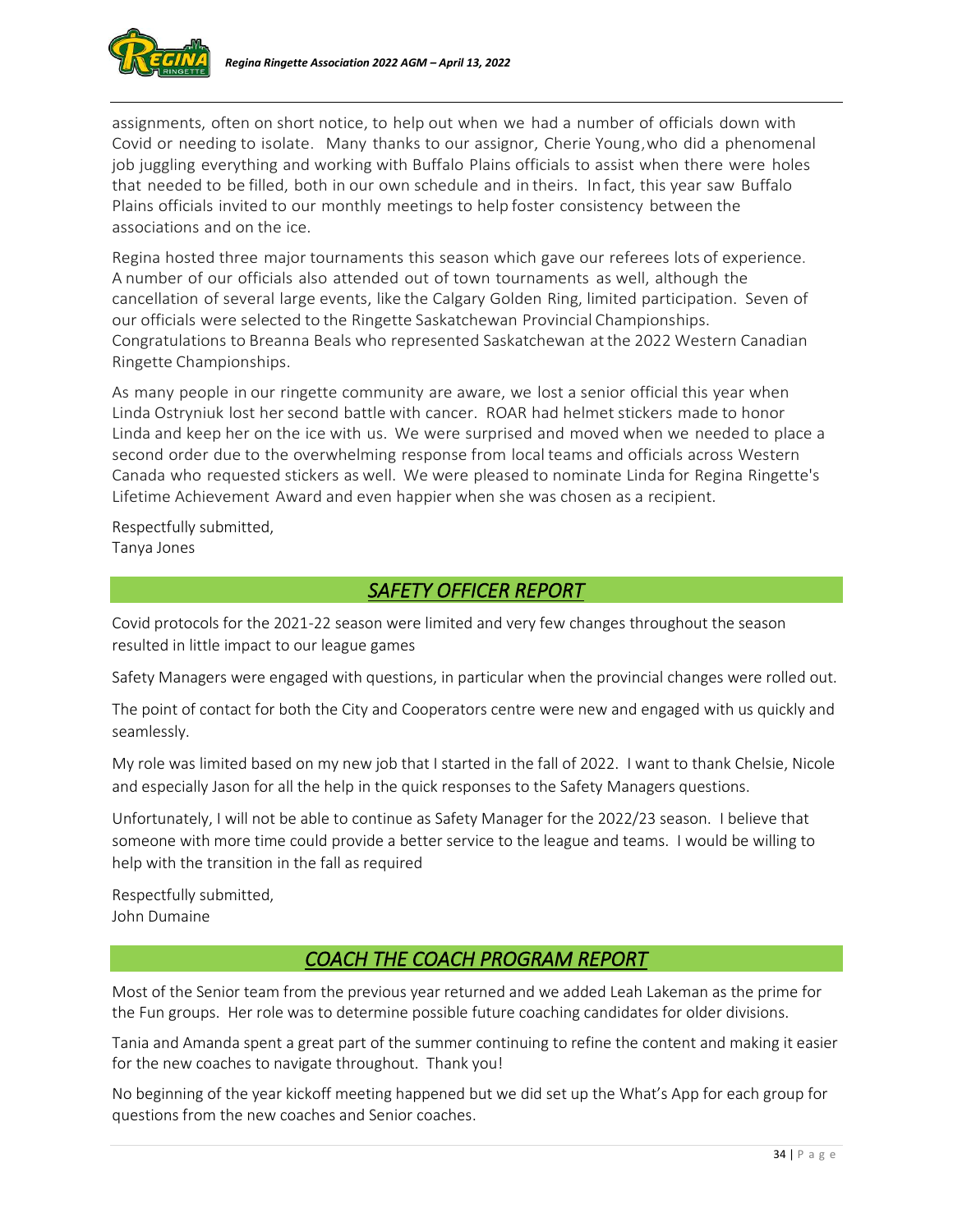assignments, often on short notice, to help out when we had a number of officials down with Covid or needing to isolate. Many thanks to our assignor, Cherie Young, who did a phenomenal job juggling everything and working with Buffalo Plains officials to assist when there were holes that needed to be filled, both in our own schedule and in theirs. In fact, this year saw Buffalo Plains officials invited to our monthly meetings to help foster consistency between the associations and on the ice.

Regina hosted three major tournaments this season which gave our referees lots of experience. A number of our officials also attended out of town tournaments as well, although the cancellation of several large events, like the Calgary Golden Ring, limited participation. Seven of our officials were selected to the Ringette Saskatchewan Provincial Championships. Congratulations to Breanna Beals who represented Saskatchewan at the 2022 Western Canadian Ringette Championships.

As many people in our ringette community are aware, we lost a senior official this year when Linda Ostryniuk lost her second battle with cancer. ROAR had helmet stickers made to honor Linda and keep her on the ice with us. We were surprised and moved when we needed to place a second order due to the overwhelming response from local teams and officials across Western Canada who requested stickers as well. We were pleased to nominate Linda for Regina Ringette's Lifetime Achievement Award and even happier when she was chosen as a recipient.

Respectfully submitted,
Tanya Jones

## *SAFETY OFFICER REPORT*

Covid protocols for the 2021-22 season were limited and very few changes throughout the season resulted in little impact to our league games

Safety Managers were engaged with questions, in particular when the provincial changes were rolled out.

The point of contact for both the City and Cooperators centre were new and engaged with us quickly and seamlessly.

My role was limited based on my new job that I started in the fall of 2022. I want to thank Chelsie, Nicole and especially Jason for all the help in the quick responses to the Safety Managers questions.

Unfortunately, I will not be able to continue as Safety Manager for the 2022/23 season. I believe that someone with more time could provide a better service to the league and teams. I would be willing to help with the transition in the fall as required

Respectfully submitted,
John Dumaine

## *COACH THE COACH PROGRAM REPORT*

Most of the Senior team from the previous year returned and we added Leah Lakeman as the prime for the Fun groups. Her role was to determine possible future coaching candidates for older divisions.

Tania and Amanda spent a great part of the summer continuing to refine the content and making it easier for the new coaches to navigate throughout. Thank you!

No beginning of the year kickoff meeting happened but we did set up the What's App for each group for questions from the new coaches and Senior coaches.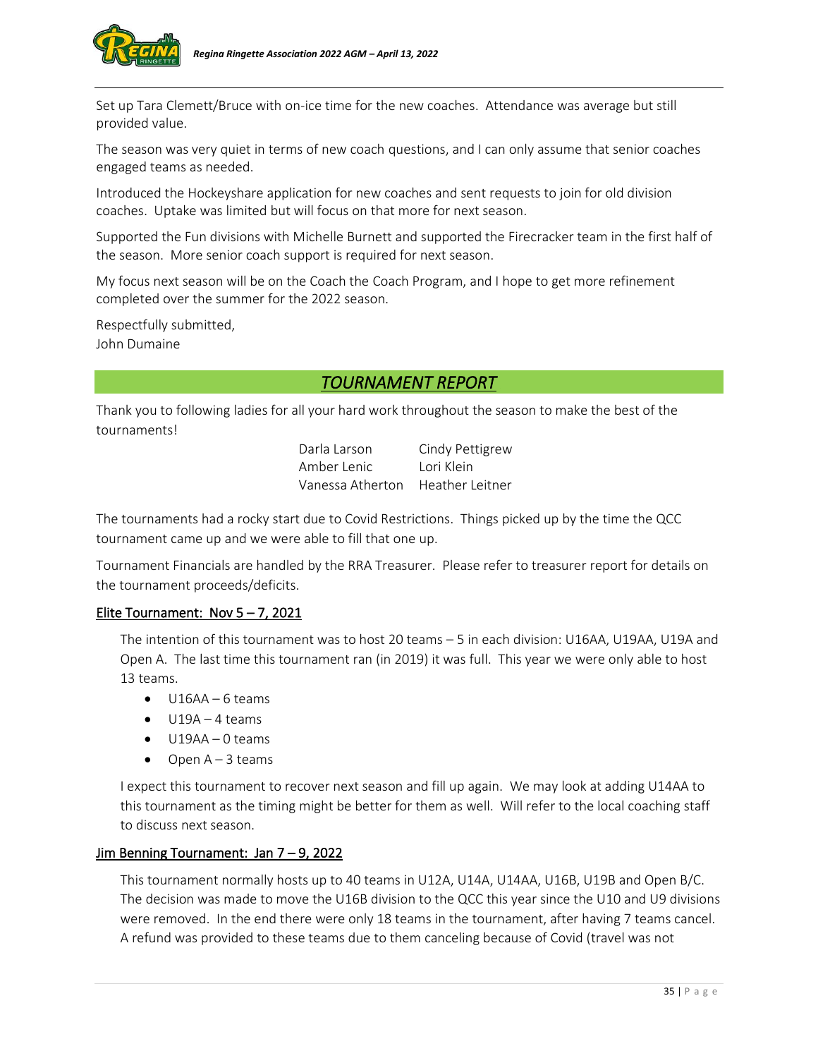Set up Tara Clemett/Bruce with on-ice time for the new coaches. Attendance was average but still provided value.

The season was very quiet in terms of new coach questions, and I can only assume that senior coaches engaged teams as needed.

Introduced the Hockeyshare application for new coaches and sent requests to join for old division coaches. Uptake was limited but will focus on that more for next season.

Supported the Fun divisions with Michelle Burnett and supported the Firecracker team in the first half of the season. More senior coach support is required for next season.

My focus next season will be on the Coach the Coach Program, and I hope to get more refinement completed over the summer for the 2022 season.

Respectfully submitted,
John Dumaine

## *TOURNAMENT REPORT*

Thank you to following ladies for all your hard work throughout the season to make the best of the tournaments!

| | |
|---|---|
| Darla Larson | Cindy Pettigrew |
| Amber Lenic | Lori Klein |
| Vanessa Atherton | Heather Leitner |

The tournaments had a rocky start due to Covid Restrictions. Things picked up by the time the QCC tournament came up and we were able to fill that one up.

Tournament Financials are handled by the RRA Treasurer. Please refer to treasurer report for details on the tournament proceeds/deficits.

### Elite Tournament: Nov 5 – 7, 2021

The intention of this tournament was to host 20 teams – 5 in each division: U16AA, U19AA, U19A and Open A. The last time this tournament ran (in 2019) it was full. This year we were only able to host 13 teams.

- U16AA – 6 teams
- U19A – 4 teams
- U19AA – 0 teams
- Open A – 3 teams

I expect this tournament to recover next season and fill up again. We may look at adding U14AA to this tournament as the timing might be better for them as well. Will refer to the local coaching staff to discuss next season.

### Jim Benning Tournament: Jan 7 – 9, 2022

This tournament normally hosts up to 40 teams in U12A, U14A, U14AA, U16B, U19B and Open B/C. The decision was made to move the U16B division to the QCC this year since the U10 and U9 divisions were removed. In the end there were only 18 teams in the tournament, after having 7 teams cancel. A refund was provided to these teams due to them canceling because of Covid (travel was not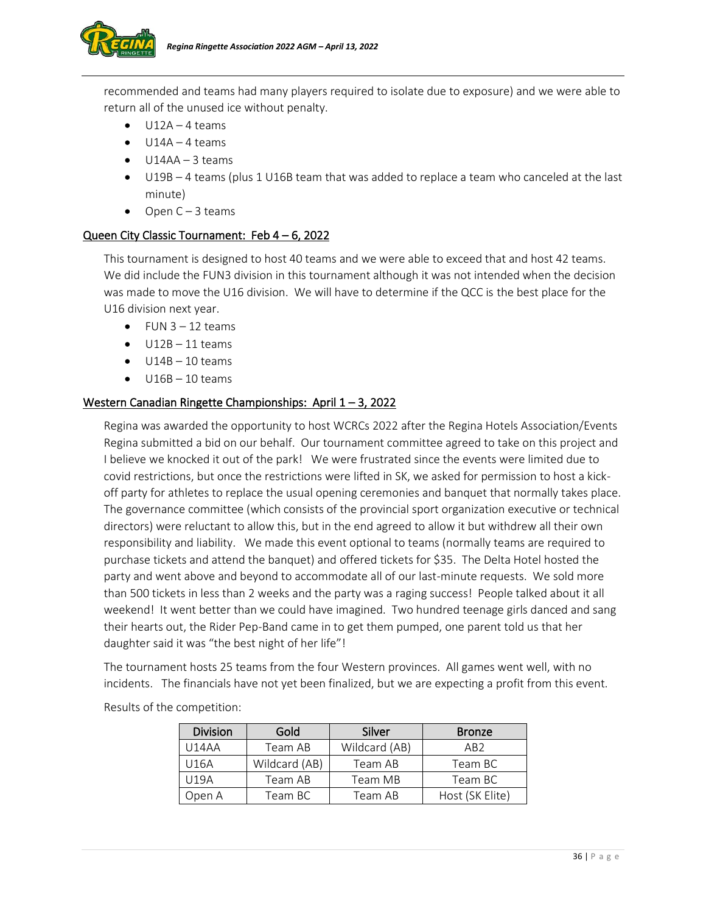recommended and teams had many players required to isolate due to exposure) and we were able to return all of the unused ice without penalty.

- U12A – 4 teams
- U14A – 4 teams
- U14AA – 3 teams
- U19B – 4 teams (plus 1 U16B team that was added to replace a team who canceled at the last minute)
- Open C – 3 teams

### Queen City Classic Tournament: Feb 4 – 6, 2022

This tournament is designed to host 40 teams and we were able to exceed that and host 42 teams. We did include the FUN3 division in this tournament although it was not intended when the decision was made to move the U16 division. We will have to determine if the QCC is the best place for the U16 division next year.

- FUN 3 – 12 teams
- U12B – 11 teams
- U14B – 10 teams
- U16B – 10 teams

### Western Canadian Ringette Championships: April 1 – 3, 2022

Regina was awarded the opportunity to host WCRCs 2022 after the Regina Hotels Association/Events Regina submitted a bid on our behalf. Our tournament committee agreed to take on this project and I believe we knocked it out of the park! We were frustrated since the events were limited due to covid restrictions, but once the restrictions were lifted in SK, we asked for permission to host a kick-off party for athletes to replace the usual opening ceremonies and banquet that normally takes place. The governance committee (which consists of the provincial sport organization executive or technical directors) were reluctant to allow this, but in the end agreed to allow it but withdrew all their own responsibility and liability. We made this event optional to teams (normally teams are required to purchase tickets and attend the banquet) and offered tickets for $35. The Delta Hotel hosted the party and went above and beyond to accommodate all of our last-minute requests. We sold more than 500 tickets in less than 2 weeks and the party was a raging success! People talked about it all weekend! It went better than we could have imagined. Two hundred teenage girls danced and sang their hearts out, the Rider Pep-Band came in to get them pumped, one parent told us that her daughter said it was "the best night of her life"!

The tournament hosts 25 teams from the four Western provinces. All games went well, with no incidents. The financials have not yet been finalized, but we are expecting a profit from this event.

Results of the competition:

| Division | Gold | Silver | Bronze |
|---|---|---|---|
| U14AA | Team AB | Wildcard (AB) | AB2 |
| U16A | Wildcard (AB) | Team AB | Team BC |
| U19A | Team AB | Team MB | Team BC |
| Open A | Team BC | Team AB | Host (SK Elite) |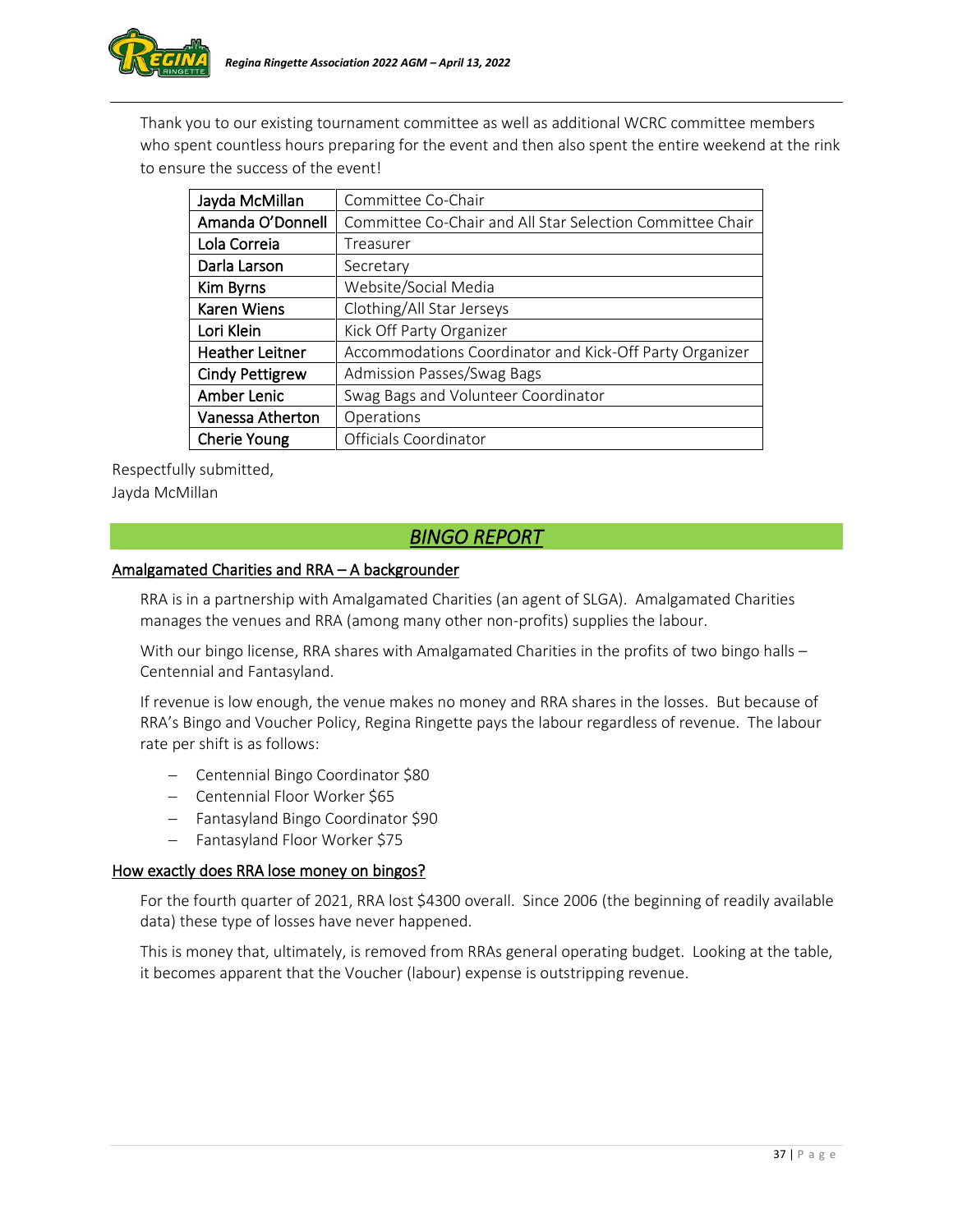Thank you to our existing tournament committee as well as additional WCRC committee members who spent countless hours preparing for the event and then also spent the entire weekend at the rink to ensure the success of the event!

| | |
|---|---|
| Jayda McMillan | Committee Co-Chair |
| Amanda O'Donnell | Committee Co-Chair and All Star Selection Committee Chair |
| Lola Correia | Treasurer |
| Darla Larson | Secretary |
| Kim Byrns | Website/Social Media |
| Karen Wiens | Clothing/All Star Jerseys |
| Lori Klein | Kick Off Party Organizer |
| Heather Leitner | Accommodations Coordinator and Kick-Off Party Organizer |
| Cindy Pettigrew | Admission Passes/Swag Bags |
| Amber Lenic | Swag Bags and Volunteer Coordinator |
| Vanessa Atherton | Operations |
| Cherie Young | Officials Coordinator |

Respectfully submitted,
Jayda McMillan

## *BINGO REPORT*

### Amalgamated Charities and RRA – A backgrounder

RRA is in a partnership with Amalgamated Charities (an agent of SLGA). Amalgamated Charities manages the venues and RRA (among many other non-profits) supplies the labour.

With our bingo license, RRA shares with Amalgamated Charities in the profits of two bingo halls – Centennial and Fantasyland.

If revenue is low enough, the venue makes no money and RRA shares in the losses. But because of RRA's Bingo and Voucher Policy, Regina Ringette pays the labour regardless of revenue. The labour rate per shift is as follows:

- Centennial Bingo Coordinator $80
- Centennial Floor Worker $65
- Fantasyland Bingo Coordinator $90
- Fantasyland Floor Worker $75

### How exactly does RRA lose money on bingos?

For the fourth quarter of 2021, RRA lost $4300 overall. Since 2006 (the beginning of readily available data) these type of losses have never happened.

This is money that, ultimately, is removed from RRAs general operating budget. Looking at the table, it becomes apparent that the Voucher (labour) expense is outstripping revenue.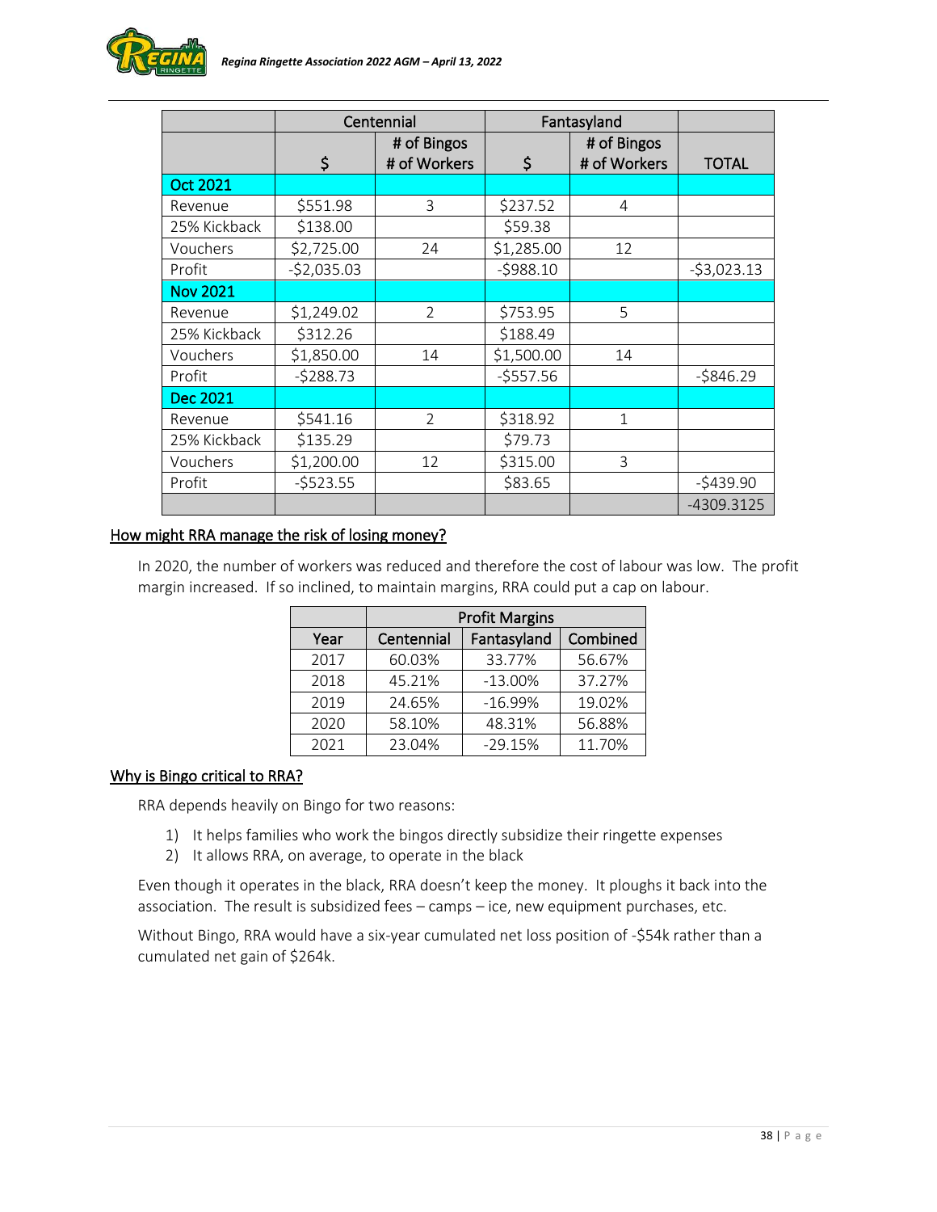| | Centennial | | Fantasyland | | |
|---|---|---|---|---|---|
| | $ | # of Bingos<br># of Workers | $ | # of Bingos<br># of Workers | TOTAL |
| **Oct 2021** | | | | | |
| Revenue | $551.98 | 3 | $237.52 | 4 | |
| 25% Kickback | $138.00 | | $59.38 | | |
| Vouchers | $2,725.00 | 24 | $1,285.00 | 12 | |
| Profit | -$2,035.03 | | -$988.10 | | -$3,023.13 |
| **Nov 2021** | | | | | |
| Revenue | $1,249.02 | 2 | $753.95 | 5 | |
| 25% Kickback | $312.26 | | $188.49 | | |
| Vouchers | $1,850.00 | 14 | $1,500.00 | 14 | |
| Profit | -$288.73 | | -$557.56 | | -$846.29 |
| **Dec 2021** | | | | | |
| Revenue | $541.16 | 2 | $318.92 | 1 | |
| 25% Kickback | $135.29 | | $79.73 | | |
| Vouchers | $1,200.00 | 12 | $315.00 | 3 | |
| Profit | -$523.55 | | $83.65 | | -$439.90 |
| | | | | | -4309.3125 |

## How might RRA manage the risk of losing money?

In 2020, the number of workers was reduced and therefore the cost of labour was low. The profit margin increased. If so inclined, to maintain margins, RRA could put a cap on labour.

| | Profit Margins | | |
|---|---|---|---|
| Year | Centennial | Fantasyland | Combined |
| 2017 | 60.03% | 33.77% | 56.67% |
| 2018 | 45.21% | -13.00% | 37.27% |
| 2019 | 24.65% | -16.99% | 19.02% |
| 2020 | 58.10% | 48.31% | 56.88% |
| 2021 | 23.04% | -29.15% | 11.70% |

## Why is Bingo critical to RRA?

RRA depends heavily on Bingo for two reasons:

1) It helps families who work the bingos directly subsidize their ringette expenses
2) It allows RRA, on average, to operate in the black

Even though it operates in the black, RRA doesn't keep the money. It ploughs it back into the association. The result is subsidized fees – camps – ice, new equipment purchases, etc.

Without Bingo, RRA would have a six-year cumulated net loss position of -$54k rather than a cumulated net gain of $264k.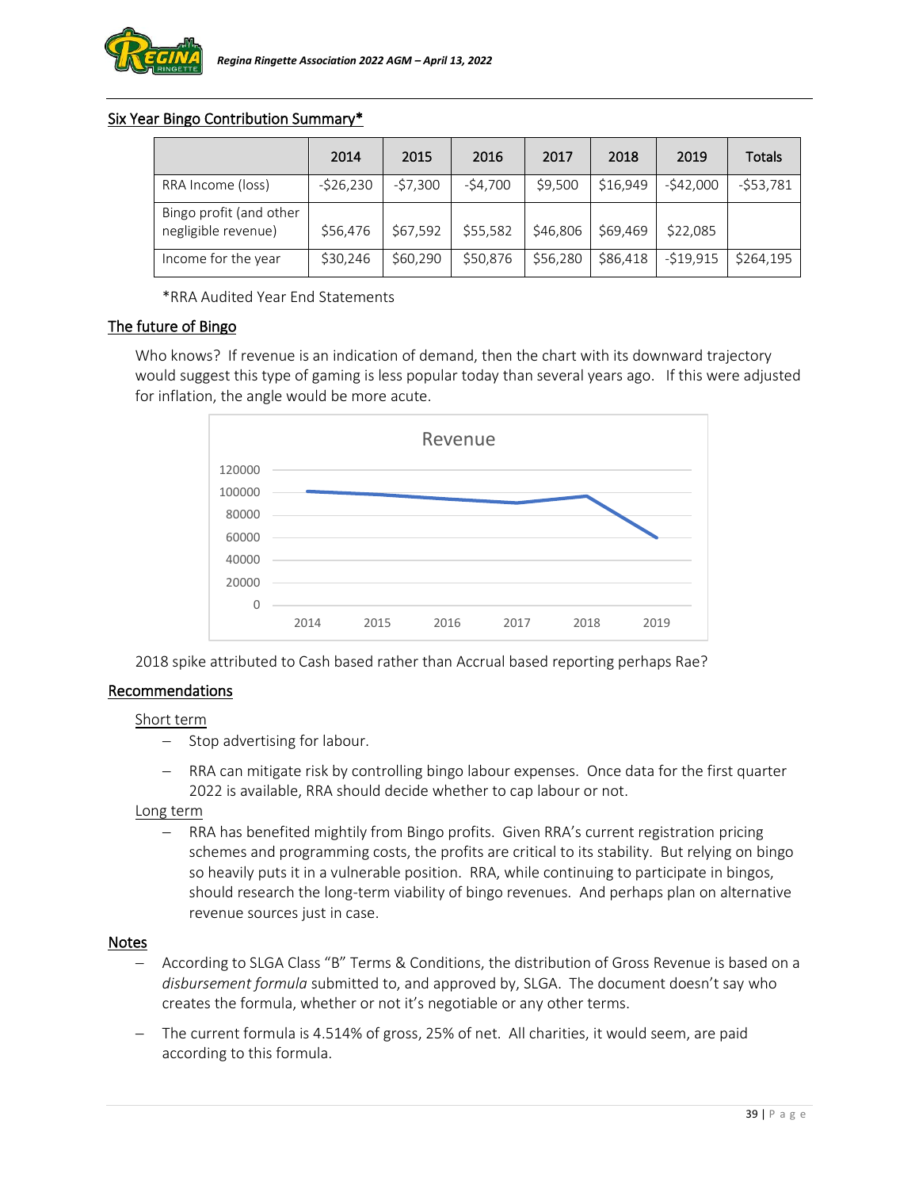## Six Year Bingo Contribution Summary*

| | 2014 | 2015 | 2016 | 2017 | 2018 | 2019 | Totals |
|---|---|---|---|---|---|---|---|
| RRA Income (loss) | -$26,230 | -$7,300 | -$4,700 | $9,500 | $16,949 | -$42,000 | -$53,781 |
| Bingo profit (and other negligible revenue) | $56,476 | $67,592 | $55,582 | $46,806 | $69,469 | $22,085 | |
| Income for the year | $30,246 | $60,290 | $50,876 | $56,280 | $86,418 | -$19,915 | $264,195 |

*RRA Audited Year End Statements

## The future of Bingo

Who knows? If revenue is an indication of demand, then the chart with its downward trajectory would suggest this type of gaming is less popular today than several years ago. If this were adjusted for inflation, the angle would be more acute.

Revenue

2018 spike attributed to Cash based rather than Accrual based reporting perhaps Rae?

## Recommendations

Short term

- Stop advertising for labour.
- RRA can mitigate risk by controlling bingo labour expenses. Once data for the first quarter 2022 is available, RRA should decide whether to cap labour or not.

Long term

- RRA has benefited mightily from Bingo profits. Given RRA's current registration pricing schemes and programming costs, the profits are critical to its stability. But relying on bingo so heavily puts it in a vulnerable position. RRA, while continuing to participate in bingos, should research the long-term viability of bingo revenues. And perhaps plan on alternative revenue sources just in case.

## Notes

- According to SLGA Class "B" Terms & Conditions, the distribution of Gross Revenue is based on a *disbursement formula* submitted to, and approved by, SLGA. The document doesn't say who creates the formula, whether or not it's negotiable or any other terms.
- The current formula is 4.514% of gross, 25% of net. All charities, it would seem, are paid according to this formula.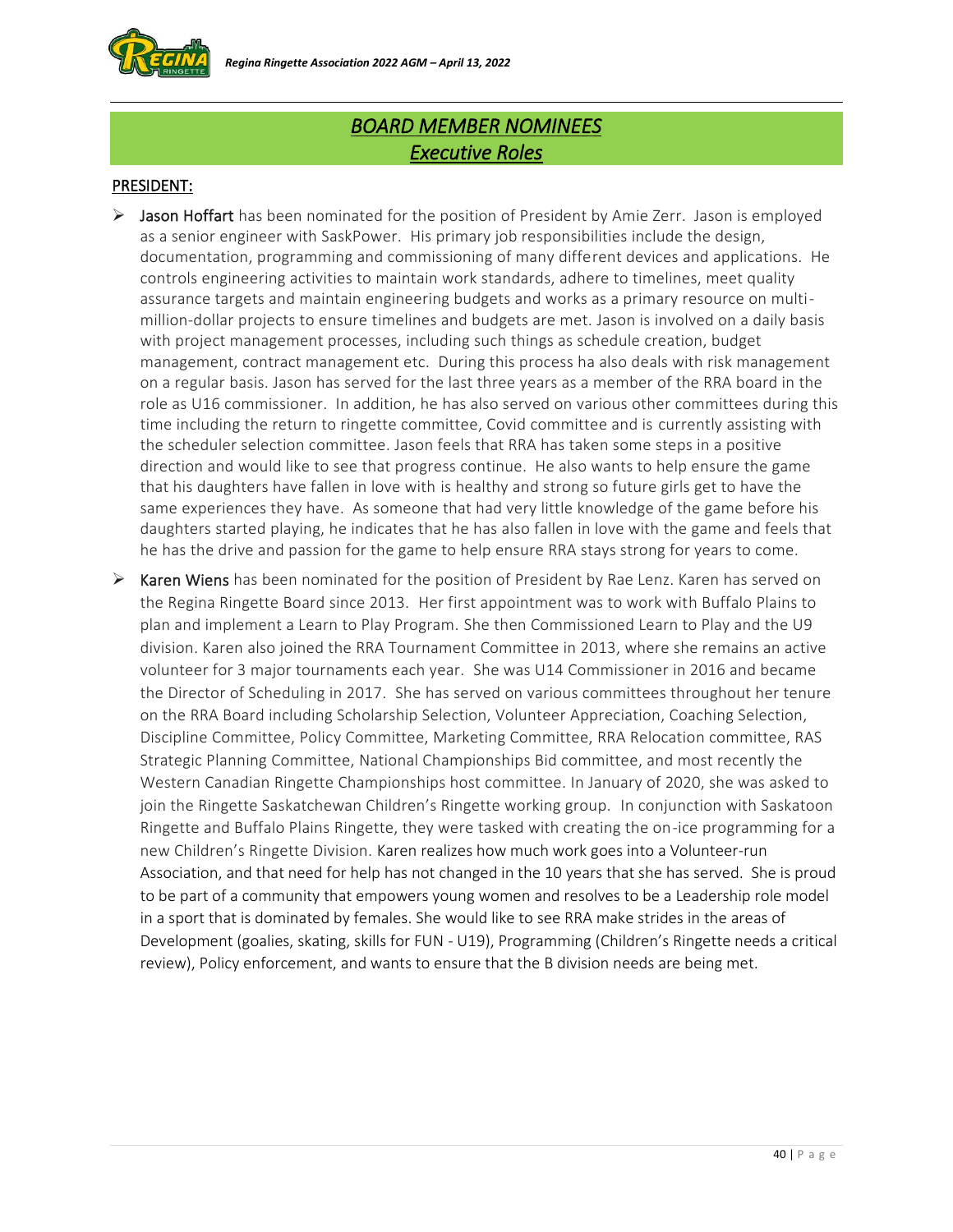# *BOARD MEMBER NOMINEES*
## *Executive Roles*

**PRESIDENT:**

- Jason Hoffart has been nominated for the position of President by Amie Zerr. Jason is employed as a senior engineer with SaskPower. His primary job responsibilities include the design, documentation, programming and commissioning of many different devices and applications. He controls engineering activities to maintain work standards, adhere to timelines, meet quality assurance targets and maintain engineering budgets and works as a primary resource on multi-million-dollar projects to ensure timelines and budgets are met. Jason is involved on a daily basis with project management processes, including such things as schedule creation, budget management, contract management etc. During this process ha also deals with risk management on a regular basis. Jason has served for the last three years as a member of the RRA board in the role as U16 commissioner. In addition, he has also served on various other committees during this time including the return to ringette committee, Covid committee and is currently assisting with the scheduler selection committee. Jason feels that RRA has taken some steps in a positive direction and would like to see that progress continue. He also wants to help ensure the game that his daughters have fallen in love with is healthy and strong so future girls get to have the same experiences they have. As someone that had very little knowledge of the game before his daughters started playing, he indicates that he has also fallen in love with the game and feels that he has the drive and passion for the game to help ensure RRA stays strong for years to come.

- Karen Wiens has been nominated for the position of President by Rae Lenz. Karen has served on the Regina Ringette Board since 2013. Her first appointment was to work with Buffalo Plains to plan and implement a Learn to Play Program. She then Commissioned Learn to Play and the U9 division. Karen also joined the RRA Tournament Committee in 2013, where she remains an active volunteer for 3 major tournaments each year. She was U14 Commissioner in 2016 and became the Director of Scheduling in 2017. She has served on various committees throughout her tenure on the RRA Board including Scholarship Selection, Volunteer Appreciation, Coaching Selection, Discipline Committee, Policy Committee, Marketing Committee, RRA Relocation committee, RAS Strategic Planning Committee, National Championships Bid committee, and most recently the Western Canadian Ringette Championships host committee. In January of 2020, she was asked to join the Ringette Saskatchewan Children's Ringette working group. In conjunction with Saskatoon Ringette and Buffalo Plains Ringette, they were tasked with creating the on-ice programming for a new Children's Ringette Division. Karen realizes how much work goes into a Volunteer-run Association, and that need for help has not changed in the 10 years that she has served. She is proud to be part of a community that empowers young women and resolves to be a Leadership role model in a sport that is dominated by females. She would like to see RRA make strides in the areas of Development (goalies, skating, skills for FUN - U19), Programming (Children's Ringette needs a critical review), Policy enforcement, and wants to ensure that the B division needs are being met.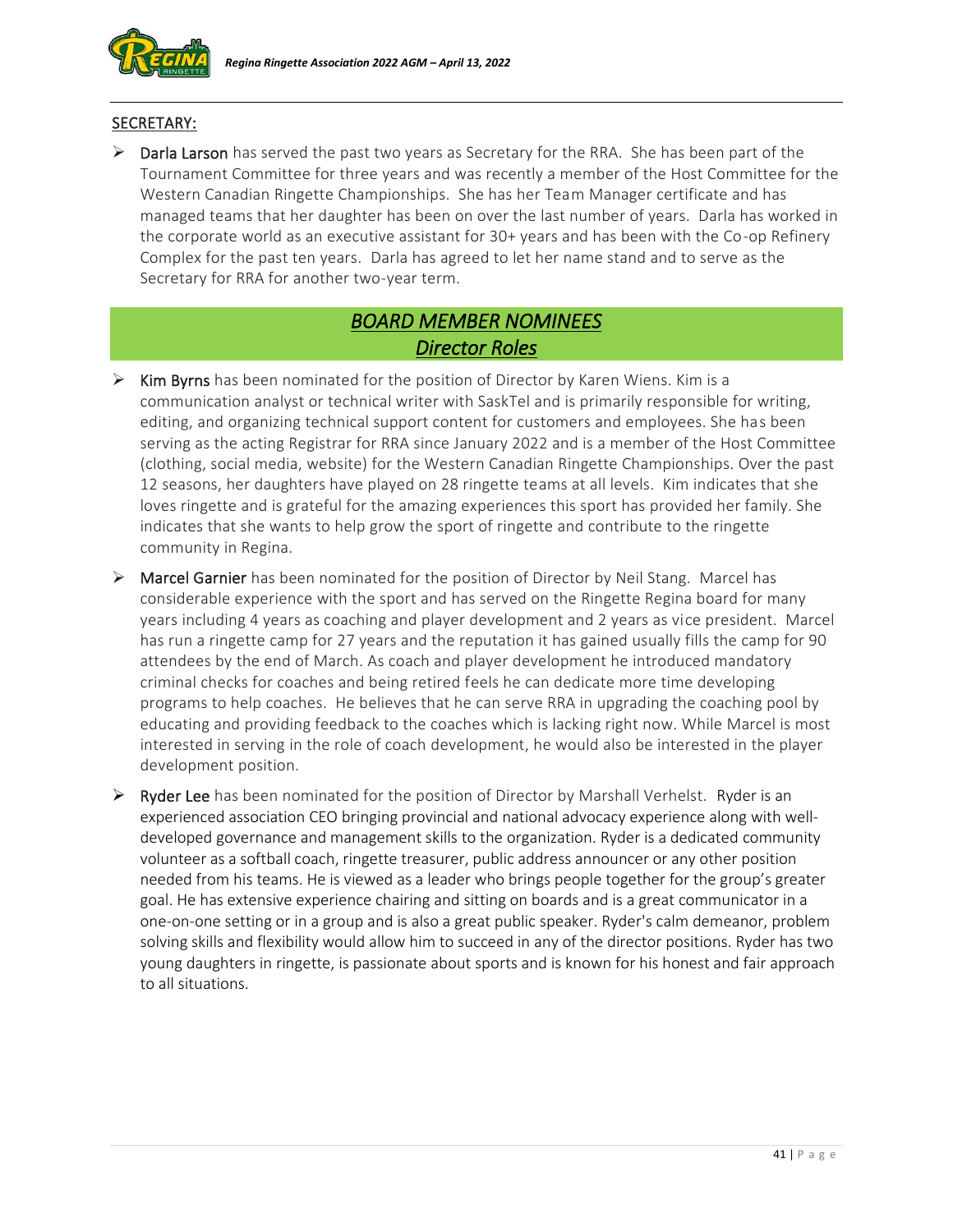## SECRETARY:

- **Darla Larson** has served the past two years as Secretary for the RRA. She has been part of the Tournament Committee for three years and was recently a member of the Host Committee for the Western Canadian Ringette Championships. She has her Team Manager certificate and has managed teams that her daughter has been on over the last number of years. Darla has worked in the corporate world as an executive assistant for 30+ years and has been with the Co-op Refinery Complex for the past ten years. Darla has agreed to let her name stand and to serve as the Secretary for RRA for another two-year term.

## *BOARD MEMBER NOMINEES*
## *Director Roles*

- **Kim Byrns** has been nominated for the position of Director by Karen Wiens. Kim is a communication analyst or technical writer with SaskTel and is primarily responsible for writing, editing, and organizing technical support content for customers and employees. She has been serving as the acting Registrar for RRA since January 2022 and is a member of the Host Committee (clothing, social media, website) for the Western Canadian Ringette Championships. Over the past 12 seasons, her daughters have played on 28 ringette teams at all levels. Kim indicates that she loves ringette and is grateful for the amazing experiences this sport has provided her family. She indicates that she wants to help grow the sport of ringette and contribute to the ringette community in Regina.

- **Marcel Garnier** has been nominated for the position of Director by Neil Stang. Marcel has considerable experience with the sport and has served on the Ringette Regina board for many years including 4 years as coaching and player development and 2 years as vice president. Marcel has run a ringette camp for 27 years and the reputation it has gained usually fills the camp for 90 attendees by the end of March. As coach and player development he introduced mandatory criminal checks for coaches and being retired feels he can dedicate more time developing programs to help coaches. He believes that he can serve RRA in upgrading the coaching pool by educating and providing feedback to the coaches which is lacking right now. While Marcel is most interested in serving in the role of coach development, he would also be interested in the player development position.

- **Ryder Lee** has been nominated for the position of Director by Marshall Verhelst. Ryder is an experienced association CEO bringing provincial and national advocacy experience along with well-developed governance and management skills to the organization. Ryder is a dedicated community volunteer as a softball coach, ringette treasurer, public address announcer or any other position needed from his teams. He is viewed as a leader who brings people together for the group's greater goal. He has extensive experience chairing and sitting on boards and is a great communicator in a one-on-one setting or in a group and is also a great public speaker. Ryder's calm demeanor, problem solving skills and flexibility would allow him to succeed in any of the director positions. Ryder has two young daughters in ringette, is passionate about sports and is known for his honest and fair approach to all situations.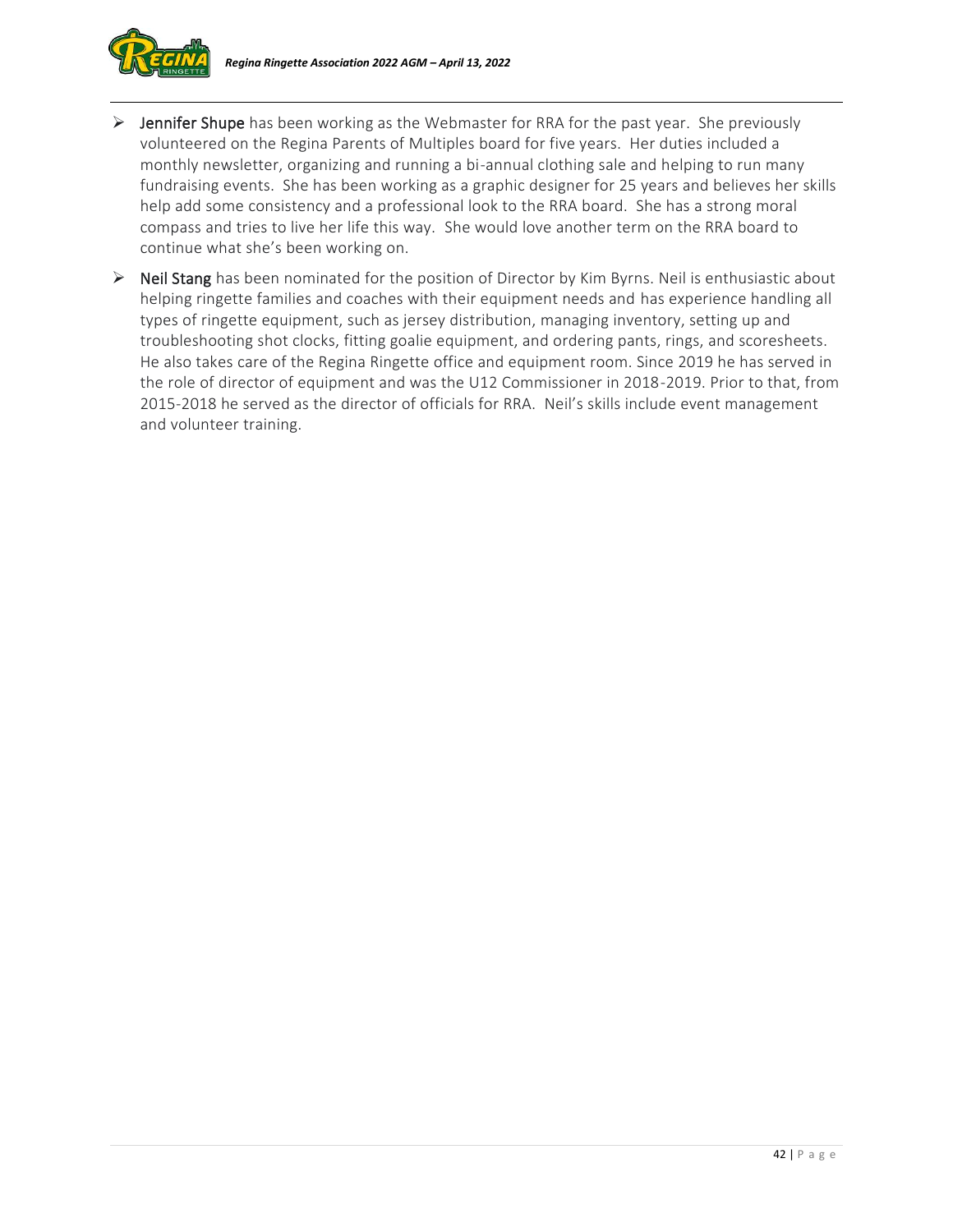- **Jennifer Shupe** has been working as the Webmaster for RRA for the past year. She previously volunteered on the Regina Parents of Multiples board for five years. Her duties included a monthly newsletter, organizing and running a bi-annual clothing sale and helping to run many fundraising events. She has been working as a graphic designer for 25 years and believes her skills help add some consistency and a professional look to the RRA board. She has a strong moral compass and tries to live her life this way. She would love another term on the RRA board to continue what she's been working on.
- **Neil Stang** has been nominated for the position of Director by Kim Byrns. Neil is enthusiastic about helping ringette families and coaches with their equipment needs and has experience handling all types of ringette equipment, such as jersey distribution, managing inventory, setting up and troubleshooting shot clocks, fitting goalie equipment, and ordering pants, rings, and scoresheets. He also takes care of the Regina Ringette office and equipment room. Since 2019 he has served in the role of director of equipment and was the U12 Commissioner in 2018-2019. Prior to that, from 2015-2018 he served as the director of officials for RRA. Neil's skills include event management and volunteer training.